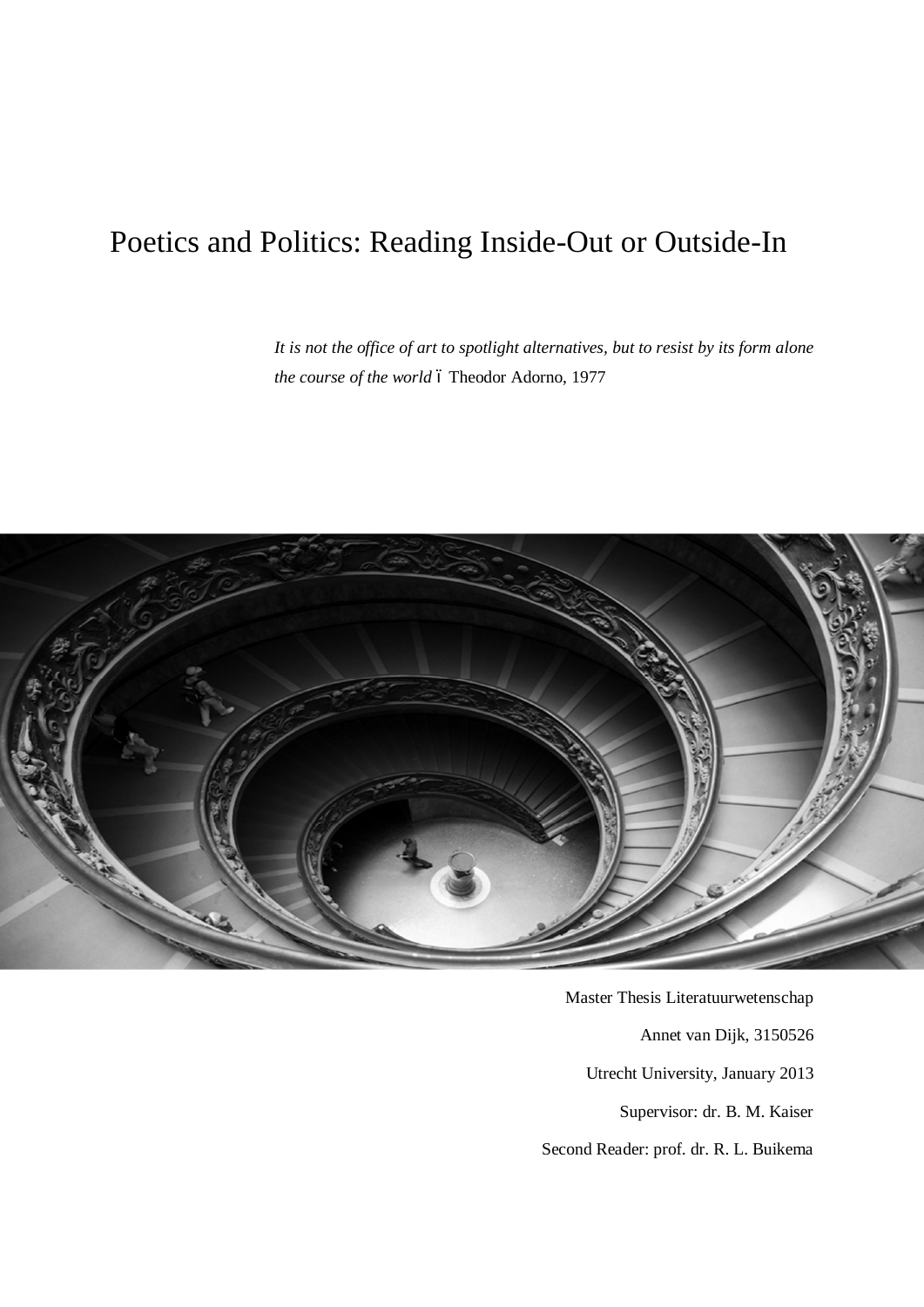# Poetics and Politics: Reading Inside-Out or Outside-In

*It is not the office of art to spotlight alternatives, but to resist by its form alone the course of the world* – Theodor Adorno, 1977

Master Thesis Literatuurwetenschap

Annet van Dijk, 3150526

Utrecht University, January 2013

Supervisor: dr. B. M. Kaiser

Second Reader: prof. dr. R. L. Buikema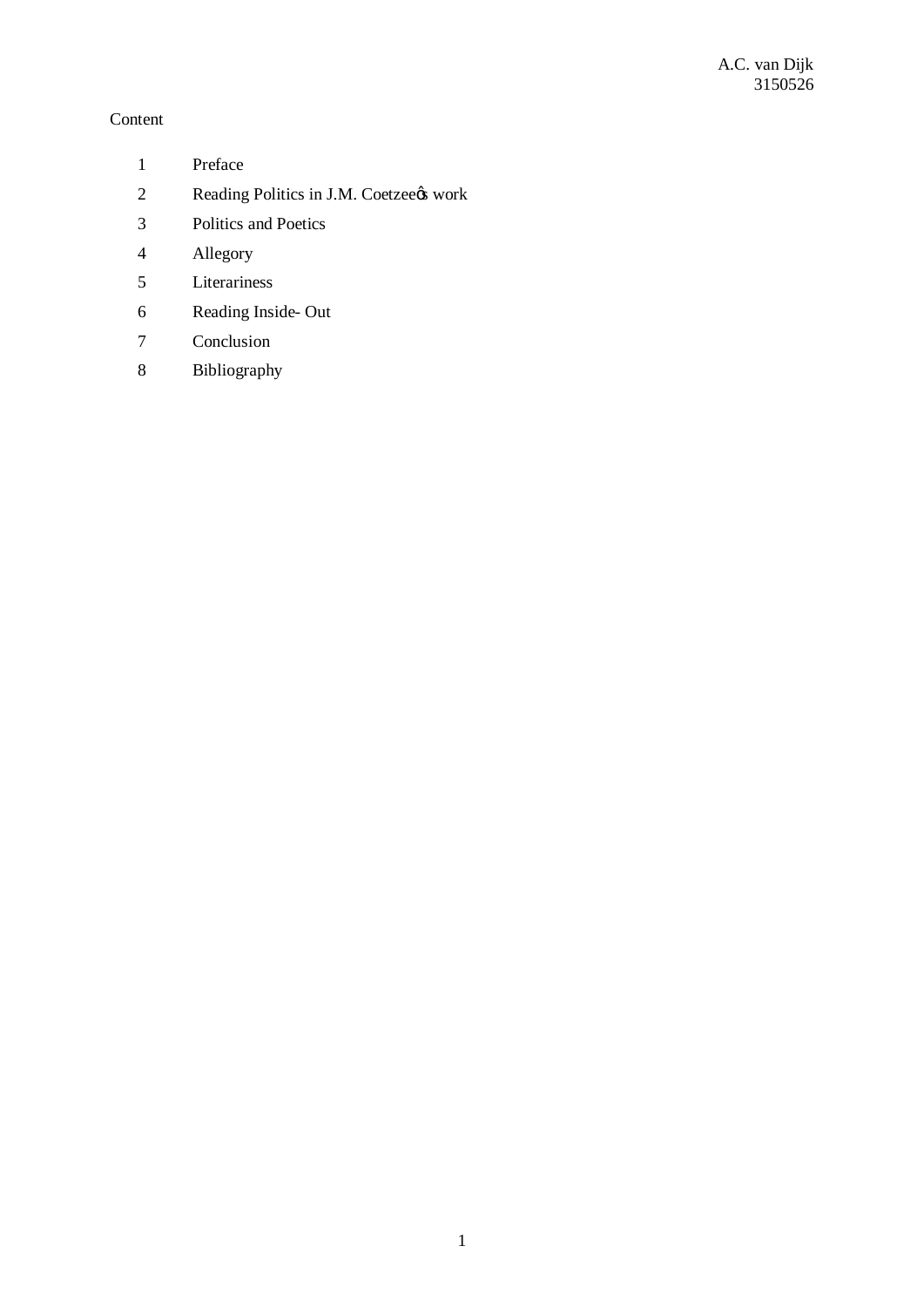Content

1 Preface

2 Reading Politics in J.M. Coetzeeøs work

3 Politics and Poetics

4 Allegory

5 Literariness

6 Reading Inside- Out

7 Conclusion

8 Bibliography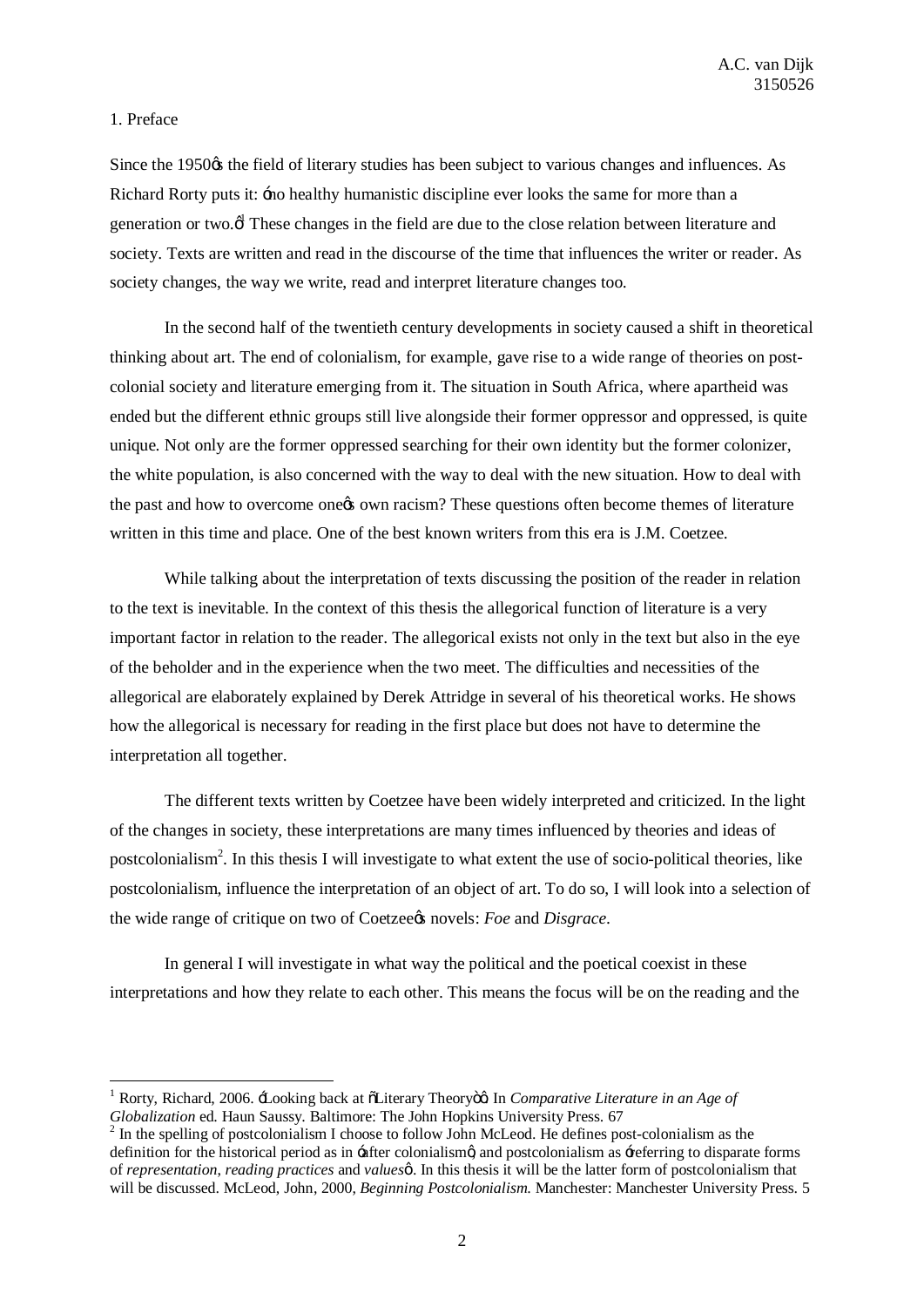# 1. Preface

Since the 1950ǿs the field of literary studies has been subject to various changes and influences. As Richard Rorty puts it: ‑no healthy humanistic discipline ever looks the same for more than a generation or two.ǿ[1] These changes in the field are due to the close relation between literature and society. Texts are written and read in the discourse of the time that influences the writer or reader. As society changes, the way we write, read and interpret literature changes too.

In the second half of the twentieth century developments in society caused a shift in theoretical thinking about art. The end of colonialism, for example, gave rise to a wide range of theories on post-colonial society and literature emerging from it. The situation in South Africa, where apartheid was ended but the different ethnic groups still live alongside their former oppressor and oppressed, is quite unique. Not only are the former oppressed searching for their own identity but the former colonizer, the white population, is also concerned with the way to deal with the new situation. How to deal with the past and how to overcome oneǿs own racism? These questions often become themes of literature written in this time and place. One of the best known writers from this era is J.M. Coetzee.

While talking about the interpretation of texts discussing the position of the reader in relation to the text is inevitable. In the context of this thesis the allegorical function of literature is a very important factor in relation to the reader. The allegorical exists not only in the text but also in the eye of the beholder and in the experience when the two meet. The difficulties and necessities of the allegorical are elaborately explained by Derek Attridge in several of his theoretical works. He shows how the allegorical is necessary for reading in the first place but does not have to determine the interpretation all together.

The different texts written by Coetzee have been widely interpreted and criticized. In the light of the changes in society, these interpretations are many times influenced by theories and ideas of postcolonialism[2]. In this thesis I will investigate to what extent the use of socio-political theories, like postcolonialism, influence the interpretation of an object of art. To do so, I will look into a selection of the wide range of critique on two of Coetzeeǿs novels: *Foe* and *Disgrace*.

In general I will investigate in what way the political and the poetical coexist in these interpretations and how they relate to each other. This means the focus will be on the reading and the

---

[1] Rorty, Richard, 2006. ‑Looking back at ―Literary Theory‖ǿ. In *Comparative Literature in an Age of Globalization* ed. Haun Saussy. Baltimore: The John Hopkins University Press. 67

[2] In the spelling of postcolonialism I choose to follow John McLeod. He defines post-colonialism as the definition for the historical period as in ‑after colonialismǿ and postcolonialism as ‑referring to disparate forms of *representation, reading practices* and *values*ǿ. In this thesis it will be the latter form of postcolonialism that will be discussed. McLeod, John, 2000, *Beginning Postcolonialism.* Manchester: Manchester University Press. 5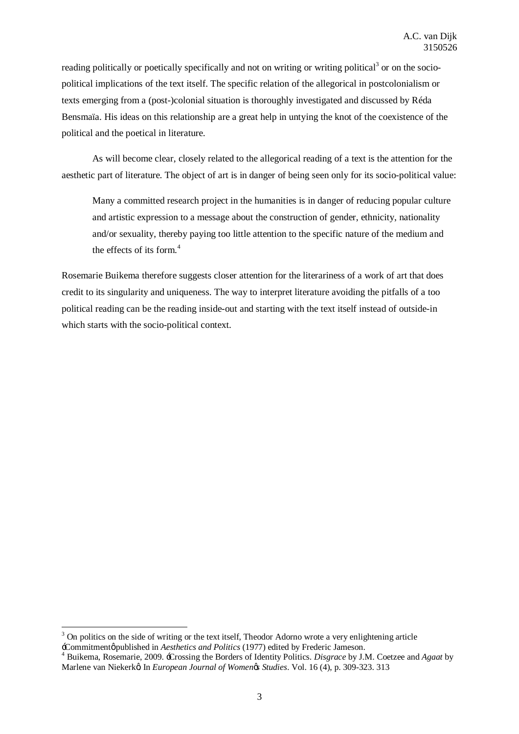reading politically or poetically specifically and not on writing or writing political[3] or on the socio-political implications of the text itself. The specific relation of the allegorical in postcolonialism or texts emerging from a (post-)colonial situation is thoroughly investigated and discussed by Réda Bensmaïa. His ideas on this relationship are a great help in untying the knot of the coexistence of the political and the poetical in literature.

As will become clear, closely related to the allegorical reading of a text is the attention for the aesthetic part of literature. The object of art is in danger of being seen only for its socio-political value:

> Many a committed research project in the humanities is in danger of reducing popular culture and artistic expression to a message about the construction of gender, ethnicity, nationality and/or sexuality, thereby paying too little attention to the specific nature of the medium and the effects of its form.[4]

Rosemarie Buikema therefore suggests closer attention for the literariness of a work of art that does credit to its singularity and uniqueness. The way to interpret literature avoiding the pitfalls of a too political reading can be the reading inside-out and starting with the text itself instead of outside-in which starts with the socio-political context.

---

[3] On politics on the side of writing or the text itself, Theodor Adorno wrote a very enlightening article 'Commitment' published in *Aesthetics and Politics* (1977) edited by Frederic Jameson.

[4] Buikema, Rosemarie, 2009. 'Crossing the Borders of Identity Politics. *Disgrace* by J.M. Coetzee and *Agaat* by Marlene van Niekerk' In *European Journal of Women's Studies*. Vol. 16 (4), p. 309-323. 313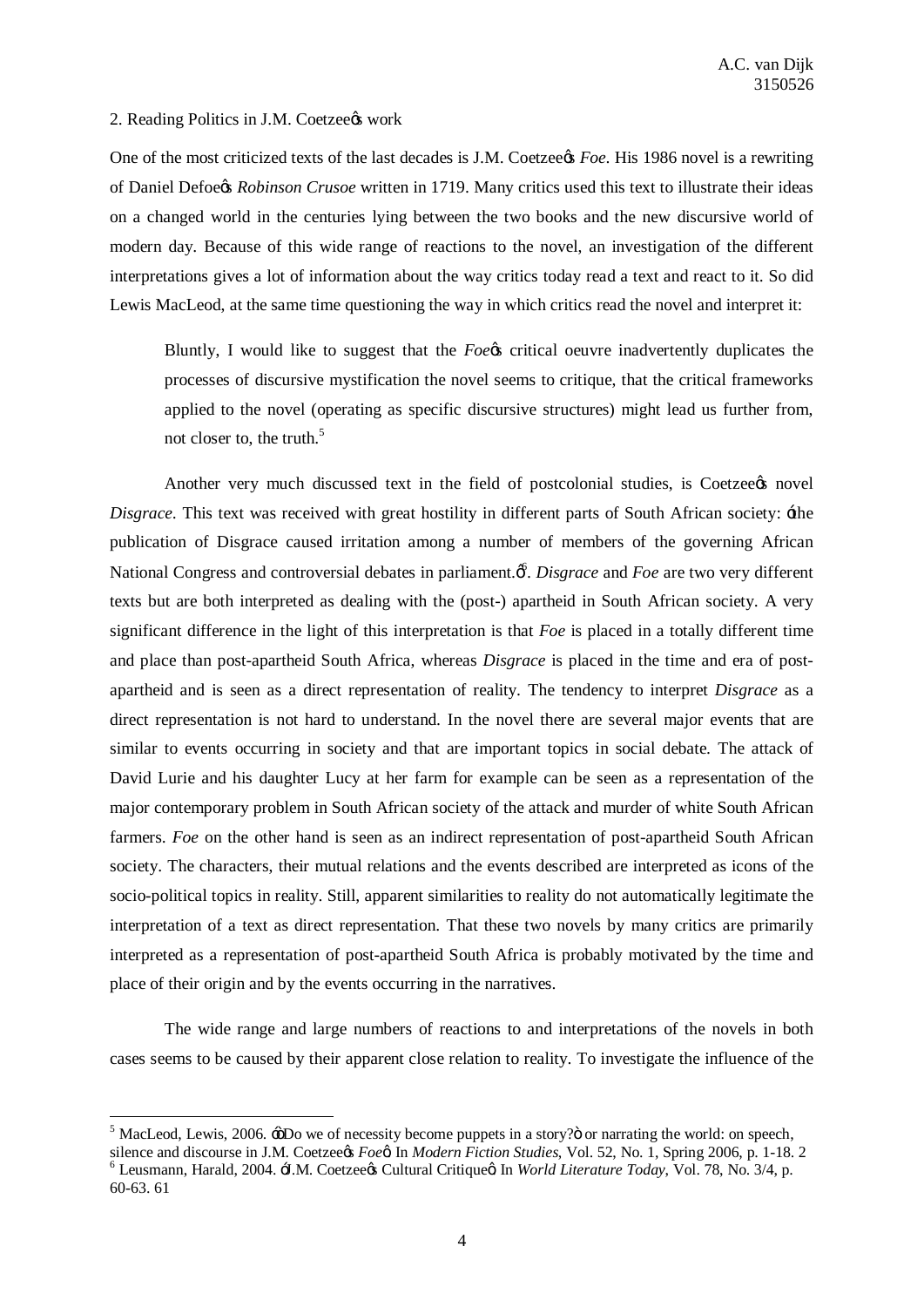## 2. Reading Politics in J.M. Coetzee's work

One of the most criticized texts of the last decades is J.M. Coetzee's *Foe*. His 1986 novel is a rewriting of Daniel Defoe's *Robinson Crusoe* written in 1719. Many critics used this text to illustrate their ideas on a changed world in the centuries lying between the two books and the new discursive world of modern day. Because of this wide range of reactions to the novel, an investigation of the different interpretations gives a lot of information about the way critics today read a text and react to it. So did Lewis MacLeod, at the same time questioning the way in which critics read the novel and interpret it:

> Bluntly, I would like to suggest that the *Foe*'s critical oeuvre inadvertently duplicates the processes of discursive mystification the novel seems to critique, that the critical frameworks applied to the novel (operating as specific discursive structures) might lead us further from, not closer to, the truth.[5]

Another very much discussed text in the field of postcolonial studies, is Coetzee's novel *Disgrace*. This text was received with great hostility in different parts of South African society: 'the publication of Disgrace caused irritation among a number of members of the governing African National Congress and controversial debates in parliament.'[6]. *Disgrace* and *Foe* are two very different texts but are both interpreted as dealing with the (post-) apartheid in South African society. A very significant difference in the light of this interpretation is that *Foe* is placed in a totally different time and place than post-apartheid South Africa, whereas *Disgrace* is placed in the time and era of post-apartheid and is seen as a direct representation of reality. The tendency to interpret *Disgrace* as a direct representation is not hard to understand. In the novel there are several major events that are similar to events occurring in society and that are important topics in social debate. The attack of David Lurie and his daughter Lucy at her farm for example can be seen as a representation of the major contemporary problem in South African society of the attack and murder of white South African farmers. *Foe* on the other hand is seen as an indirect representation of post-apartheid South African society. The characters, their mutual relations and the events described are interpreted as icons of the socio-political topics in reality. Still, apparent similarities to reality do not automatically legitimate the interpretation of a text as direct representation. That these two novels by many critics are primarily interpreted as a representation of post-apartheid South Africa is probably motivated by the time and place of their origin and by the events occurring in the narratives.

The wide range and large numbers of reactions to and interpretations of the novels in both cases seems to be caused by their apparent close relation to reality. To investigate the influence of the

---

[5] MacLeod, Lewis, 2006. '"Do we of necessity become puppets in a story?" or narrating the world: on speech, silence and discourse in J.M. Coetzee's *Foe*' In *Modern Fiction Studies*, Vol. 52, No. 1, Spring 2006, p. 1-18. 2

[6] Leusmann, Harald, 2004. 'J.M. Coetzee's Cultural Critique' In *World Literature Today*, Vol. 78, No. 3/4, p. 60-63. 61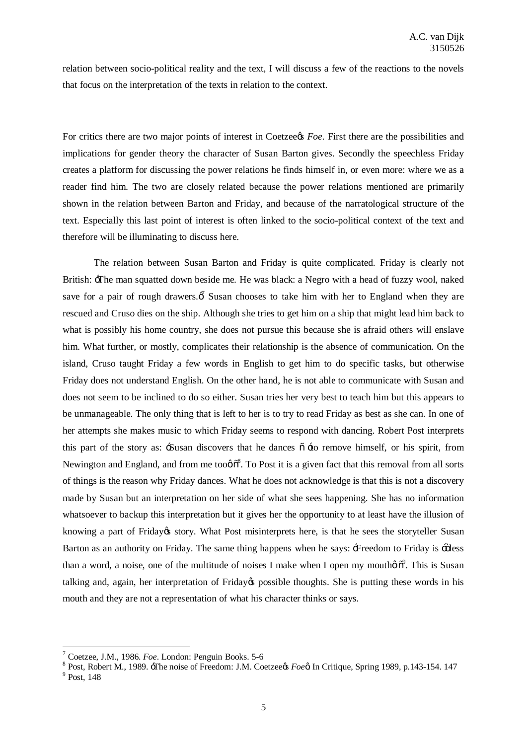relation between socio-political reality and the text, I will discuss a few of the reactions to the novels that focus on the interpretation of the texts in relation to the context.

For critics there are two major points of interest in Coetzee's *Foe*. First there are the possibilities and implications for gender theory the character of Susan Barton gives. Secondly the speechless Friday creates a platform for discussing the power relations he finds himself in, or even more: where we as a reader find him. The two are closely related because the power relations mentioned are primarily shown in the relation between Barton and Friday, and because of the narratological structure of the text. Especially this last point of interest is often linked to the socio-political context of the text and therefore will be illuminating to discuss here.

The relation between Susan Barton and Friday is quite complicated. Friday is clearly not British: 'The man squatted down beside me. He was black: a Negro with a head of fuzzy wool, naked save for a pair of rough drawers.'[7] Susan chooses to take him with her to England when they are rescued and Cruso dies on the ship. Although she tries to get him on a ship that might lead him back to what is possibly his home country, she does not pursue this because she is afraid others will enslave him. What further, or mostly, complicates their relationship is the absence of communication. On the island, Cruso taught Friday a few words in English to get him to do specific tasks, but otherwise Friday does not understand English. On the other hand, he is not able to communicate with Susan and does not seem to be inclined to do so either. Susan tries her very best to teach him but this appears to be unmanageable. The only thing that is left to her is to try to read Friday as best as she can. In one of her attempts she makes music to which Friday seems to respond with dancing. Robert Post interprets this part of the story as: 'Susan discovers that he dances – 'to remove himself, or his spirit, from Newington and England, and from me too' –'[8]. To Post it is a given fact that this removal from all sorts of things is the reason why Friday dances. What he does not acknowledge is that this is not a discovery made by Susan but an interpretation on her side of what she sees happening. She has no information whatsoever to backup this interpretation but it gives her the opportunity to at least have the illusion of knowing a part of Friday's story. What Post misinterprets here, is that he sees the storyteller Susan Barton as an authority on Friday. The same thing happens when he says: 'Freedom to Friday is 'less than a word, a noise, one of the multitude of noises I make when I open my mouth' –'[9]. This is Susan talking and, again, her interpretation of Friday's possible thoughts. She is putting these words in his mouth and they are not a representation of what his character thinks or says.

---

[7] Coetzee, J.M., 1986. *Foe*. London: Penguin Books. 5-6

[8] Post, Robert M., 1989. 'The noise of Freedom: J.M. Coetzee's *Foe*'. In Critique, Spring 1989, p.143-154. 147

[9] Post, 148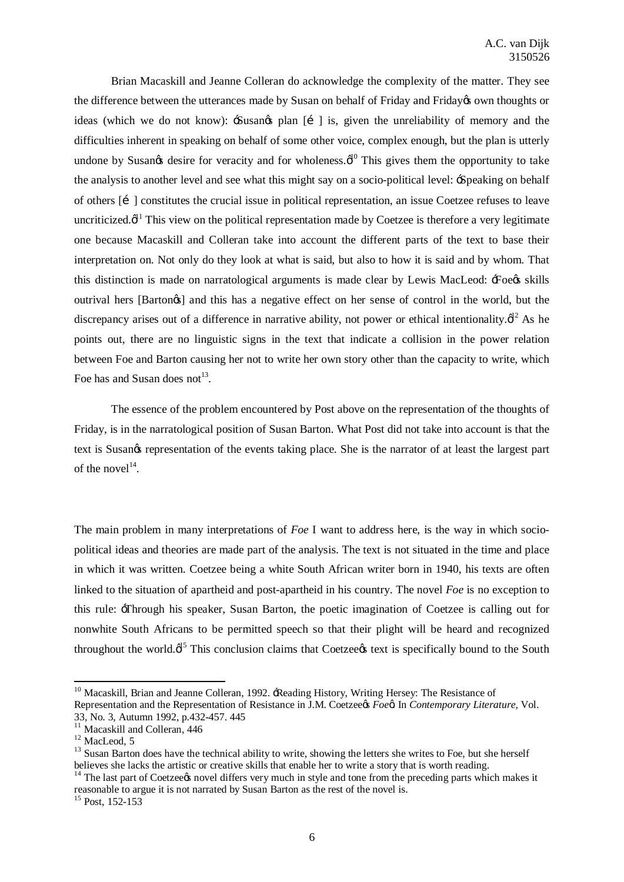Brian Macaskill and Jeanne Colleran do acknowledge the complexity of the matter. They see the difference between the utterances made by Susan on behalf of Friday and Friday's own thoughts or ideas (which we do not know): 'Susan's plan [...] is, given the unreliability of memory and the difficulties inherent in speaking on behalf of some other voice, complex enough, but the plan is utterly undone by Susan's desire for veracity and for wholeness.'[10] This gives them the opportunity to take the analysis to another level and see what this might say on a socio-political level: 'Speaking on behalf of others [...] constitutes the crucial issue in political representation, an issue Coetzee refuses to leave uncriticized.'[11] This view on the political representation made by Coetzee is therefore a very legitimate one because Macaskill and Colleran take into account the different parts of the text to base their interpretation on. Not only do they look at what is said, but also to how it is said and by whom. That this distinction is made on narratological arguments is made clear by Lewis MacLeod: 'Foe's skills outrival hers [Barton's] and this has a negative effect on her sense of control in the world, but the discrepancy arises out of a difference in narrative ability, not power or ethical intentionality.'[12] As he points out, there are no linguistic signs in the text that indicate a collision in the power relation between Foe and Barton causing her not to write her own story other than the capacity to write, which Foe has and Susan does not[13].

The essence of the problem encountered by Post above on the representation of the thoughts of Friday, is in the narratological position of Susan Barton. What Post did not take into account is that the text is Susan's representation of the events taking place. She is the narrator of at least the largest part of the novel[14].

The main problem in many interpretations of *Foe* I want to address here, is the way in which socio-political ideas and theories are made part of the analysis. The text is not situated in the time and place in which it was written. Coetzee being a white South African writer born in 1940, his texts are often linked to the situation of apartheid and post-apartheid in his country. The novel *Foe* is no exception to this rule: 'Through his speaker, Susan Barton, the poetic imagination of Coetzee is calling out for nonwhite South Africans to be permitted speech so that their plight will be heard and recognized throughout the world.'[15] This conclusion claims that Coetzee's text is specifically bound to the South

---

[10] Macaskill, Brian and Jeanne Colleran, 1992. 'Reading History, Writing Hersey: The Resistance of Representation and the Representation of Resistance in J.M. Coetzee's *Foe*'. In *Contemporary Literature*, Vol. 33, No. 3, Autumn 1992, p.432-457. 445

[11] Macaskill and Colleran, 446

[12] MacLeod, 5

[13] Susan Barton does have the technical ability to write, showing the letters she writes to Foe, but she herself believes she lacks the artistic or creative skills that enable her to write a story that is worth reading.

[14] The last part of Coetzee's novel differs very much in style and tone from the preceding parts which makes it reasonable to argue it is not narrated by Susan Barton as the rest of the novel is.

[15] Post, 152-153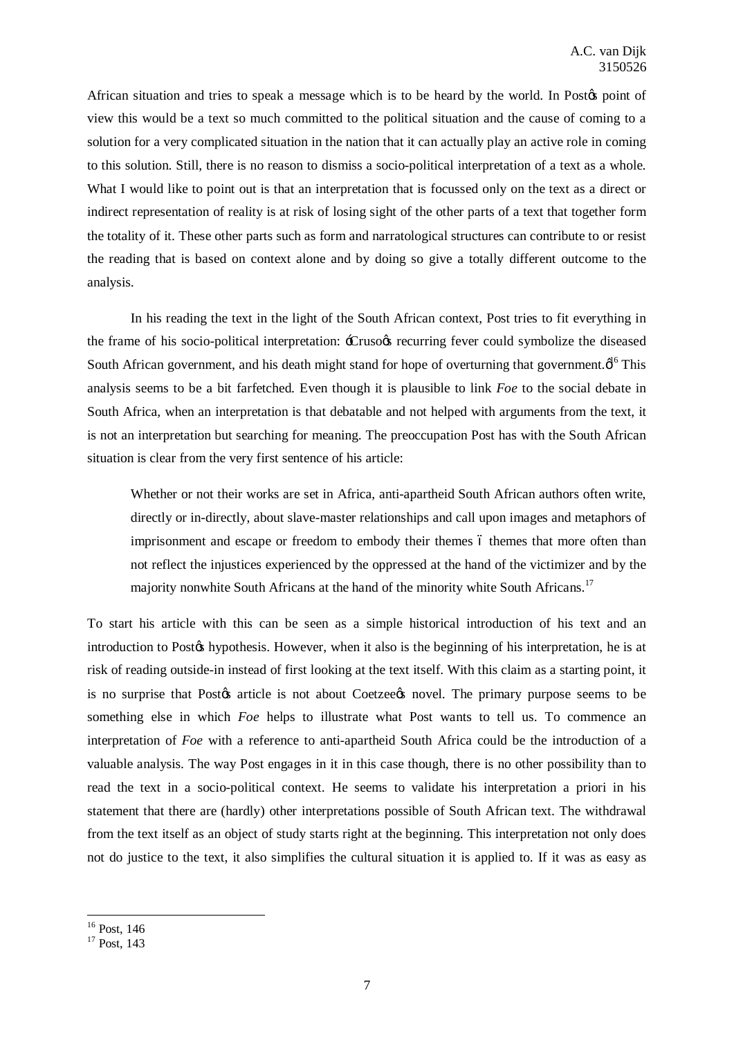African situation and tries to speak a message which is to be heard by the world. In Post's point of view this would be a text so much committed to the political situation and the cause of coming to a solution for a very complicated situation in the nation that it can actually play an active role in coming to this solution. Still, there is no reason to dismiss a socio-political interpretation of a text as a whole. What I would like to point out is that an interpretation that is focussed only on the text as a direct or indirect representation of reality is at risk of losing sight of the other parts of a text that together form the totality of it. These other parts such as form and narratological structures can contribute to or resist the reading that is based on context alone and by doing so give a totally different outcome to the analysis.

In his reading the text in the light of the South African context, Post tries to fit everything in the frame of his socio-political interpretation: 'Cruso's recurring fever could symbolize the diseased South African government, and his death might stand for hope of overturning that government.'[16] This analysis seems to be a bit farfetched. Even though it is plausible to link *Foe* to the social debate in South Africa, when an interpretation is that debatable and not helped with arguments from the text, it is not an interpretation but searching for meaning. The preoccupation Post has with the South African situation is clear from the very first sentence of his article:

> Whether or not their works are set in Africa, anti-apartheid South African authors often write, directly or in-directly, about slave-master relationships and call upon images and metaphors of imprisonment and escape or freedom to embody their themes – themes that more often than not reflect the injustices experienced by the oppressed at the hand of the victimizer and by the majority nonwhite South Africans at the hand of the minority white South Africans.[17]

To start his article with this can be seen as a simple historical introduction of his text and an introduction to Post's hypothesis. However, when it also is the beginning of his interpretation, he is at risk of reading outside-in instead of first looking at the text itself. With this claim as a starting point, it is no surprise that Post's article is not about Coetzee's novel. The primary purpose seems to be something else in which *Foe* helps to illustrate what Post wants to tell us. To commence an interpretation of *Foe* with a reference to anti-apartheid South Africa could be the introduction of a valuable analysis. The way Post engages in it in this case though, there is no other possibility than to read the text in a socio-political context. He seems to validate his interpretation a priori in his statement that there are (hardly) other interpretations possible of South African text. The withdrawal from the text itself as an object of study starts right at the beginning. This interpretation not only does not do justice to the text, it also simplifies the cultural situation it is applied to. If it was as easy as

---

[16] Post, 146

[17] Post, 143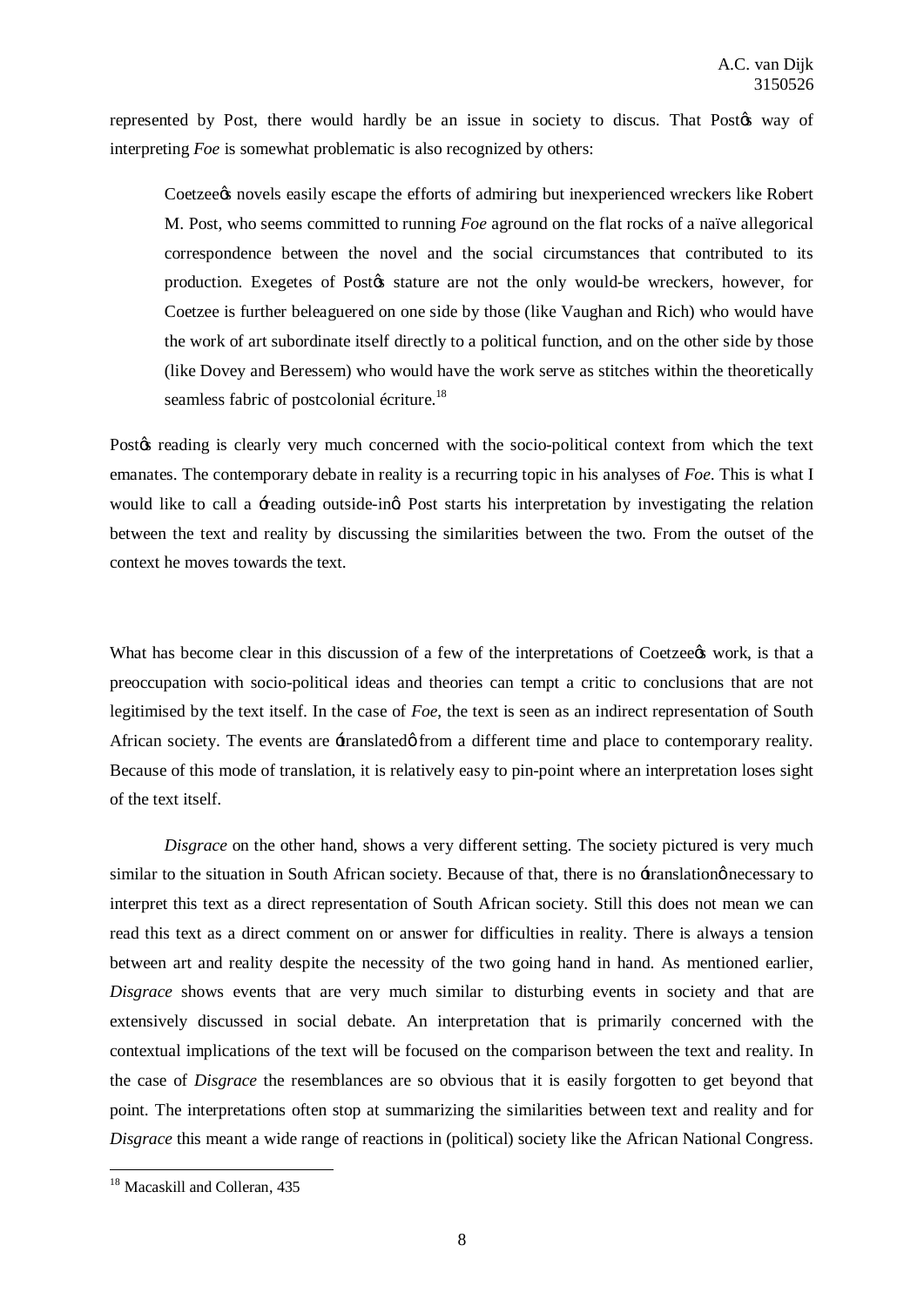represented by Post, there would hardly be an issue in society to discus. That Postøs way of interpreting *Foe* is somewhat problematic is also recognized by others:

> Coetzeeøs novels easily escape the efforts of admiring but inexperienced wreckers like Robert M. Post, who seems committed to running *Foe* aground on the flat rocks of a naïve allegorical correspondence between the novel and the social circumstances that contributed to its production. Exegetes of Postøs stature are not the only would-be wreckers, however, for Coetzee is further beleaguered on one side by those (like Vaughan and Rich) who would have the work of art subordinate itself directly to a political function, and on the other side by those (like Dovey and Beressem) who would have the work serve as stitches within the theoretically seamless fabric of postcolonial écriture.[18]

Postøs reading is clearly very much concerned with the socio-political context from which the text emanates. The contemporary debate in reality is a recurring topic in his analyses of *Foe*. This is what I would like to call a ÷reading outside-inø. Post starts his interpretation by investigating the relation between the text and reality by discussing the similarities between the two. From the outset of the context he moves towards the text.

What has become clear in this discussion of a few of the interpretations of Coetzeeøs work, is that a preoccupation with socio-political ideas and theories can tempt a critic to conclusions that are not legitimised by the text itself. In the case of *Foe*, the text is seen as an indirect representation of South African society. The events are ÷translatedø from a different time and place to contemporary reality. Because of this mode of translation, it is relatively easy to pin-point where an interpretation loses sight of the text itself.

*Disgrace* on the other hand, shows a very different setting. The society pictured is very much similar to the situation in South African society. Because of that, there is no ÷translationø necessary to interpret this text as a direct representation of South African society. Still this does not mean we can read this text as a direct comment on or answer for difficulties in reality. There is always a tension between art and reality despite the necessity of the two going hand in hand. As mentioned earlier, *Disgrace* shows events that are very much similar to disturbing events in society and that are extensively discussed in social debate. An interpretation that is primarily concerned with the contextual implications of the text will be focused on the comparison between the text and reality. In the case of *Disgrace* the resemblances are so obvious that it is easily forgotten to get beyond that point. The interpretations often stop at summarizing the similarities between text and reality and for *Disgrace* this meant a wide range of reactions in (political) society like the African National Congress.

[18] Macaskill and Colleran, 435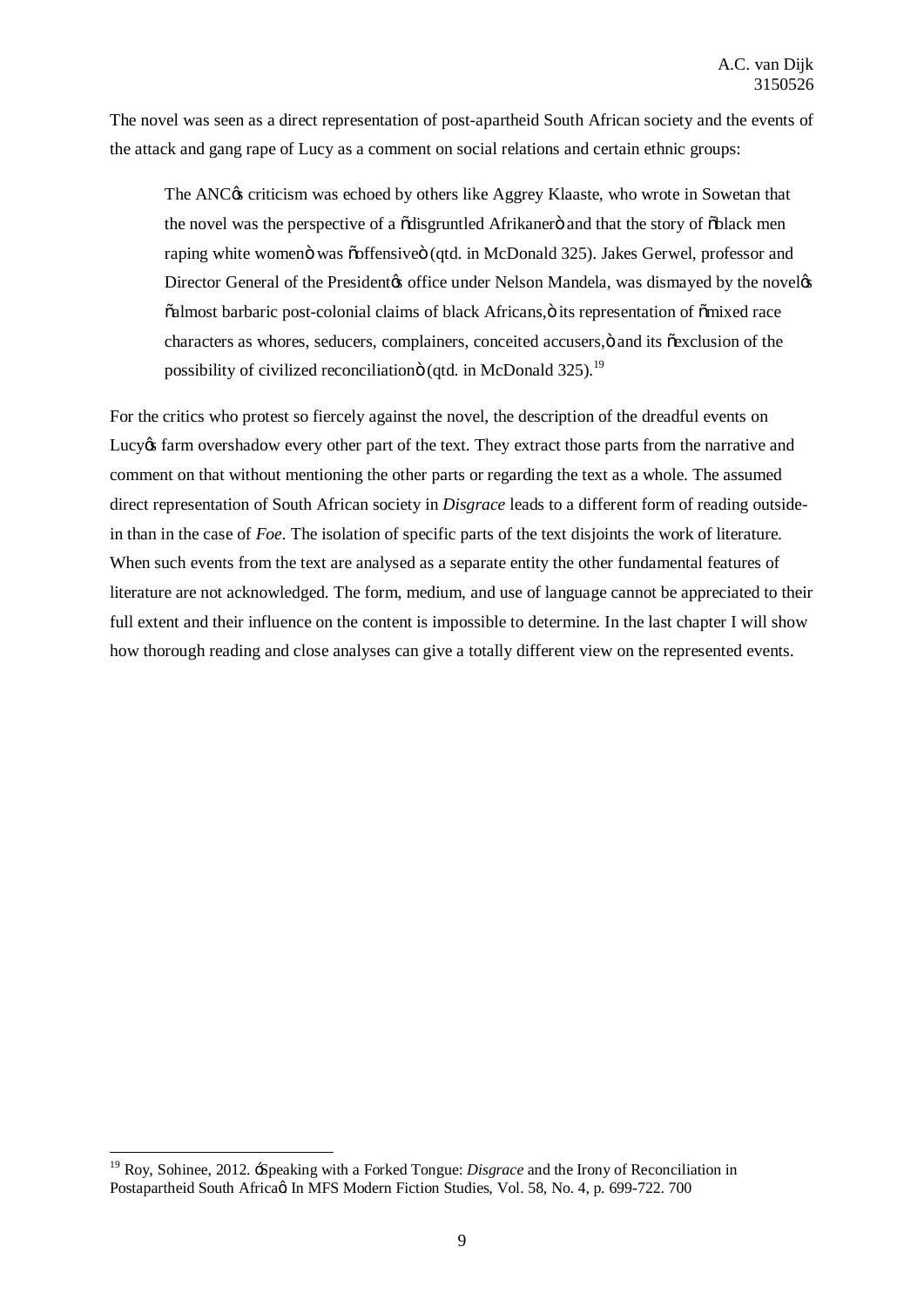The novel was seen as a direct representation of post-apartheid South African society and the events of the attack and gang rape of Lucy as a comment on social relations and certain ethnic groups:

> The ANC's criticism was echoed by others like Aggrey Klaaste, who wrote in Sowetan that the novel was the perspective of a "disgruntled Afrikaner" and that the story of "black men raping white women" was "offensive" (qtd. in McDonald 325). Jakes Gerwel, professor and Director General of the President's office under Nelson Mandela, was dismayed by the novel's "almost barbaric post-colonial claims of black Africans," its representation of "mixed race characters as whores, seducers, complainers, conceited accusers," and its "exclusion of the possibility of civilized reconciliation" (qtd. in McDonald 325).[19]

For the critics who protest so fiercely against the novel, the description of the dreadful events on Lucy's farm overshadow every other part of the text. They extract those parts from the narrative and comment on that without mentioning the other parts or regarding the text as a whole. The assumed direct representation of South African society in *Disgrace* leads to a different form of reading outside-in than in the case of *Foe*. The isolation of specific parts of the text disjoints the work of literature. When such events from the text are analysed as a separate entity the other fundamental features of literature are not acknowledged. The form, medium, and use of language cannot be appreciated to their full extent and their influence on the content is impossible to determine. In the last chapter I will show how thorough reading and close analyses can give a totally different view on the represented events.

---

[19] Roy, Sohinee, 2012. 'Speaking with a Forked Tongue: *Disgrace* and the Irony of Reconciliation in Postapartheid South Africa'. In MFS Modern Fiction Studies, Vol. 58, No. 4, p. 699-722. 700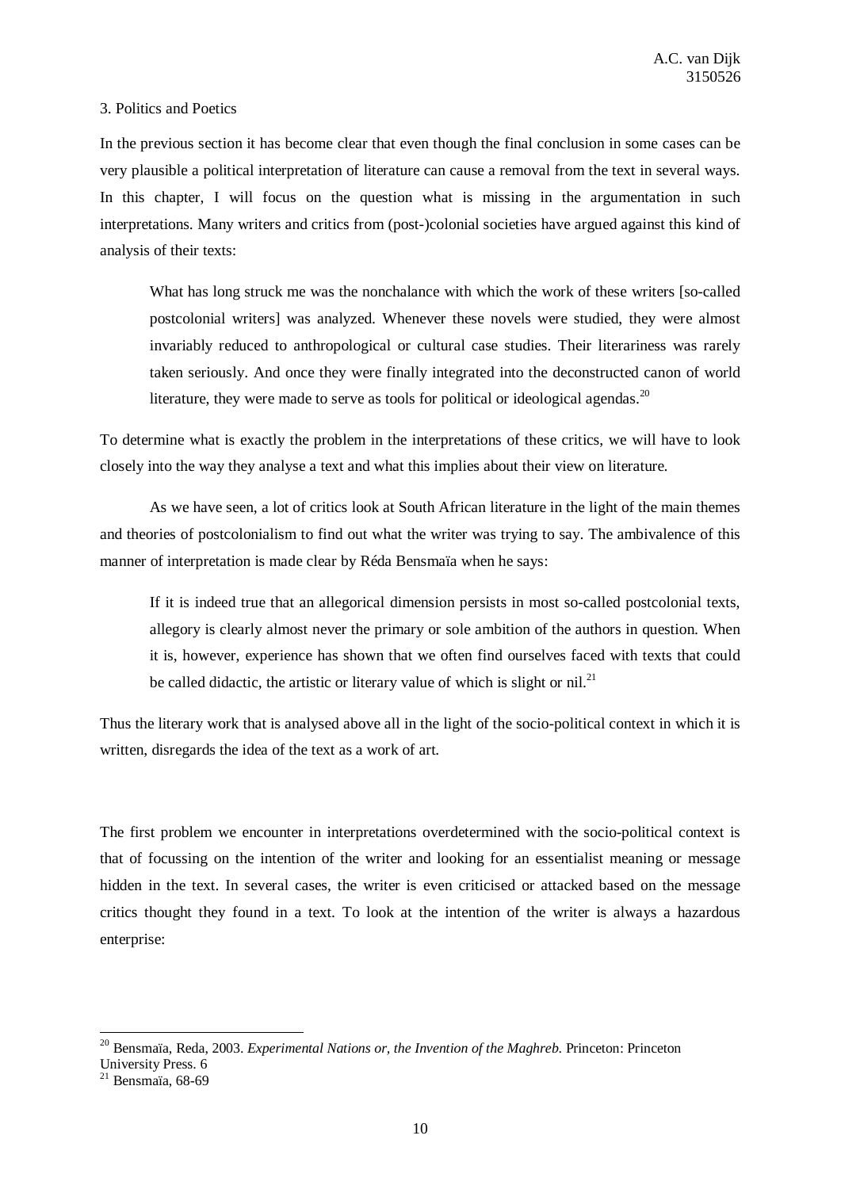## 3. Politics and Poetics

In the previous section it has become clear that even though the final conclusion in some cases can be very plausible a political interpretation of literature can cause a removal from the text in several ways. In this chapter, I will focus on the question what is missing in the argumentation in such interpretations. Many writers and critics from (post-)colonial societies have argued against this kind of analysis of their texts:

> What has long struck me was the nonchalance with which the work of these writers [so-called postcolonial writers] was analyzed. Whenever these novels were studied, they were almost invariably reduced to anthropological or cultural case studies. Their literariness was rarely taken seriously. And once they were finally integrated into the deconstructed canon of world literature, they were made to serve as tools for political or ideological agendas.[20]

To determine what is exactly the problem in the interpretations of these critics, we will have to look closely into the way they analyse a text and what this implies about their view on literature.

As we have seen, a lot of critics look at South African literature in the light of the main themes and theories of postcolonialism to find out what the writer was trying to say. The ambivalence of this manner of interpretation is made clear by Réda Bensmaïa when he says:

> If it is indeed true that an allegorical dimension persists in most so-called postcolonial texts, allegory is clearly almost never the primary or sole ambition of the authors in question. When it is, however, experience has shown that we often find ourselves faced with texts that could be called didactic, the artistic or literary value of which is slight or nil.[21]

Thus the literary work that is analysed above all in the light of the socio-political context in which it is written, disregards the idea of the text as a work of art.

The first problem we encounter in interpretations overdetermined with the socio-political context is that of focussing on the intention of the writer and looking for an essentialist meaning or message hidden in the text. In several cases, the writer is even criticised or attacked based on the message critics thought they found in a text. To look at the intention of the writer is always a hazardous enterprise:

---

[20] Bensmaïa, Reda, 2003. *Experimental Nations or, the Invention of the Maghreb.* Princeton: Princeton University Press. 6

[21] Bensmaïa, 68-69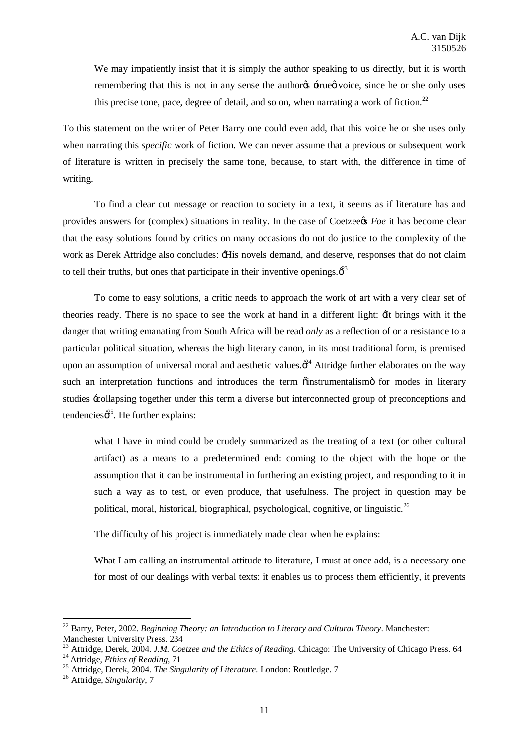> We may impatiently insist that it is simply the author speaking to us directly, but it is worth remembering that this is not in any sense the author's 'true' voice, since he or she only uses this precise tone, pace, degree of detail, and so on, when narrating a work of fiction.[22]

To this statement on the writer of Peter Barry one could even add, that this voice he or she uses only when narrating this *specific* work of fiction. We can never assume that a previous or subsequent work of literature is written in precisely the same tone, because, to start with, the difference in time of writing.

To find a clear cut message or reaction to society in a text, it seems as if literature has and provides answers for (complex) situations in reality. In the case of Coetzee's *Foe* it has become clear that the easy solutions found by critics on many occasions do not do justice to the complexity of the work as Derek Attridge also concludes: 'His novels demand, and deserve, responses that do not claim to tell their truths, but ones that participate in their inventive openings.'[23]

To come to easy solutions, a critic needs to approach the work of art with a very clear set of theories ready. There is no space to see the work at hand in a different light: 'it brings with it the danger that writing emanating from South Africa will be read *only* as a reflection of or a resistance to a particular political situation, whereas the high literary canon, in its most traditional form, is premised upon an assumption of universal moral and aesthetic values.'[24] Attridge further elaborates on the way such an interpretation functions and introduces the term "instrumentalism" for modes in literary studies 'collapsing together under this term a diverse but interconnected group of preconceptions and tendencies'[25]. He further explains:

> what I have in mind could be crudely summarized as the treating of a text (or other cultural artifact) as a means to a predetermined end: coming to the object with the hope or the assumption that it can be instrumental in furthering an existing project, and responding to it in such a way as to test, or even produce, that usefulness. The project in question may be political, moral, historical, biographical, psychological, cognitive, or linguistic.[26]

The difficulty of his project is immediately made clear when he explains:

> What I am calling an instrumental attitude to literature, I must at once add, is a necessary one for most of our dealings with verbal texts: it enables us to process them efficiently, it prevents

---

[22] Barry, Peter, 2002. *Beginning Theory: an Introduction to Literary and Cultural Theory*. Manchester: Manchester University Press. 234

[23] Attridge, Derek, 2004. *J.M. Coetzee and the Ethics of Reading*. Chicago: The University of Chicago Press. 64

[24] Attridge, *Ethics of Reading*, 71

[25] Attridge, Derek, 2004. *The Singularity of Literature*. London: Routledge. 7

[26] Attridge, *Singularity*, 7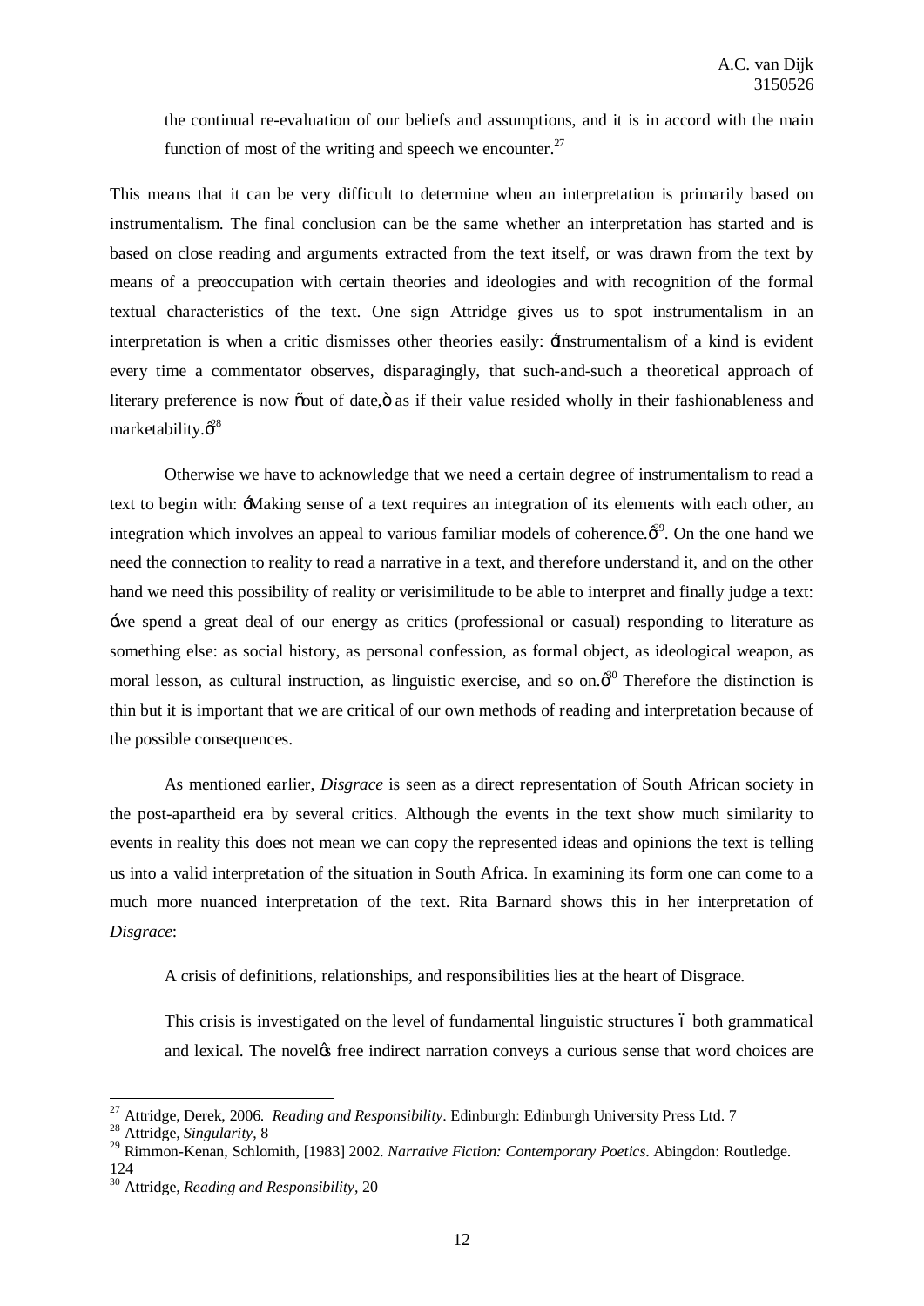> the continual re-evaluation of our beliefs and assumptions, and it is in accord with the main function of most of the writing and speech we encounter.[27]

This means that it can be very difficult to determine when an interpretation is primarily based on instrumentalism. The final conclusion can be the same whether an interpretation has started and is based on close reading and arguments extracted from the text itself, or was drawn from the text by means of a preoccupation with certain theories and ideologies and with recognition of the formal textual characteristics of the text. One sign Attridge gives us to spot instrumentalism in an interpretation is when a critic dismisses other theories easily: 'Instrumentalism of a kind is evident every time a commentator observes, disparagingly, that such-and-such a theoretical approach of literary preference is now "out of date," as if their value resided wholly in their fashionableness and marketability.'[28]

Otherwise we have to acknowledge that we need a certain degree of instrumentalism to read a text to begin with: 'Making sense of a text requires an integration of its elements with each other, an integration which involves an appeal to various familiar models of coherence.'[29]. On the one hand we need the connection to reality to read a narrative in a text, and therefore understand it, and on the other hand we need this possibility of reality or verisimilitude to be able to interpret and finally judge a text: 'we spend a great deal of our energy as critics (professional or casual) responding to literature as something else: as social history, as personal confession, as formal object, as ideological weapon, as moral lesson, as cultural instruction, as linguistic exercise, and so on.'[30] Therefore the distinction is thin but it is important that we are critical of our own methods of reading and interpretation because of the possible consequences.

As mentioned earlier, *Disgrace* is seen as a direct representation of South African society in the post-apartheid era by several critics. Although the events in the text show much similarity to events in reality this does not mean we can copy the represented ideas and opinions the text is telling us into a valid interpretation of the situation in South Africa. In examining its form one can come to a much more nuanced interpretation of the text. Rita Barnard shows this in her interpretation of *Disgrace*:

> A crisis of definitions, relationships, and responsibilities lies at the heart of Disgrace.
>
> This crisis is investigated on the level of fundamental linguistic structures – both grammatical and lexical. The novel's free indirect narration conveys a curious sense that word choices are

---

[27] Attridge, Derek, 2006. *Reading and Responsibility*. Edinburgh: Edinburgh University Press Ltd. 7

[28] Attridge, *Singularity*, 8

[29] Rimmon-Kenan, Schlomith, [1983] 2002. *Narrative Fiction: Contemporary Poetics*. Abingdon: Routledge. 124

[30] Attridge, *Reading and Responsibility*, 20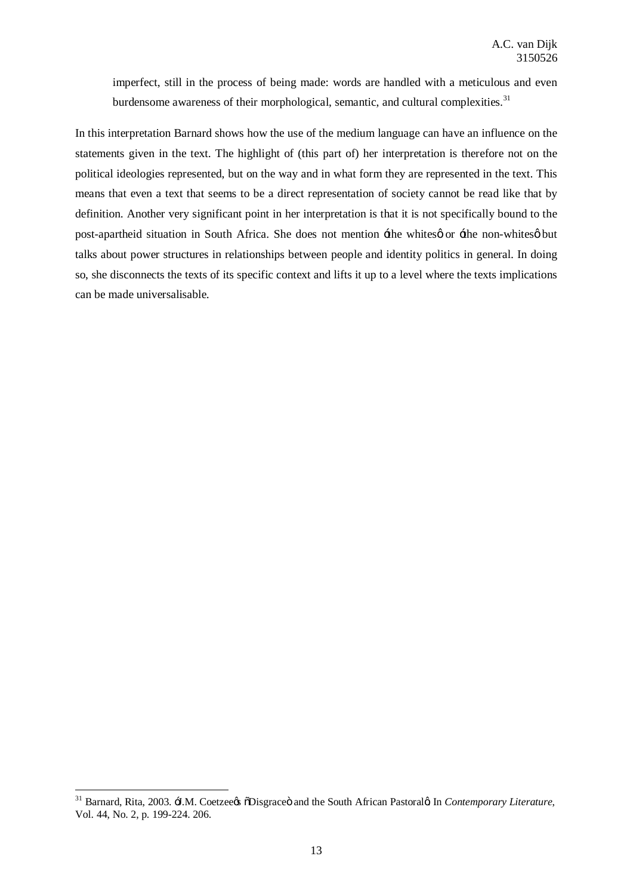> imperfect, still in the process of being made: words are handled with a meticulous and even burdensome awareness of their morphological, semantic, and cultural complexities.[31]

In this interpretation Barnard shows how the use of the medium language can have an influence on the statements given in the text. The highlight of (this part of) her interpretation is therefore not on the political ideologies represented, but on the way and in what form they are represented in the text. This means that even a text that seems to be a direct representation of society cannot be read like that by definition. Another very significant point in her interpretation is that it is not specifically bound to the post-apartheid situation in South Africa. She does not mention 'the whites' or 'the non-whites' but talks about power structures in relationships between people and identity politics in general. In doing so, she disconnects the texts of its specific context and lifts it up to a level where the texts implications can be made universalisable.

---

[31] Barnard, Rita, 2003. 'J.M. Coetzee's "Disgrace" and the South African Pastoral'. In *Contemporary Literature*, Vol. 44, No. 2, p. 199-224. 206.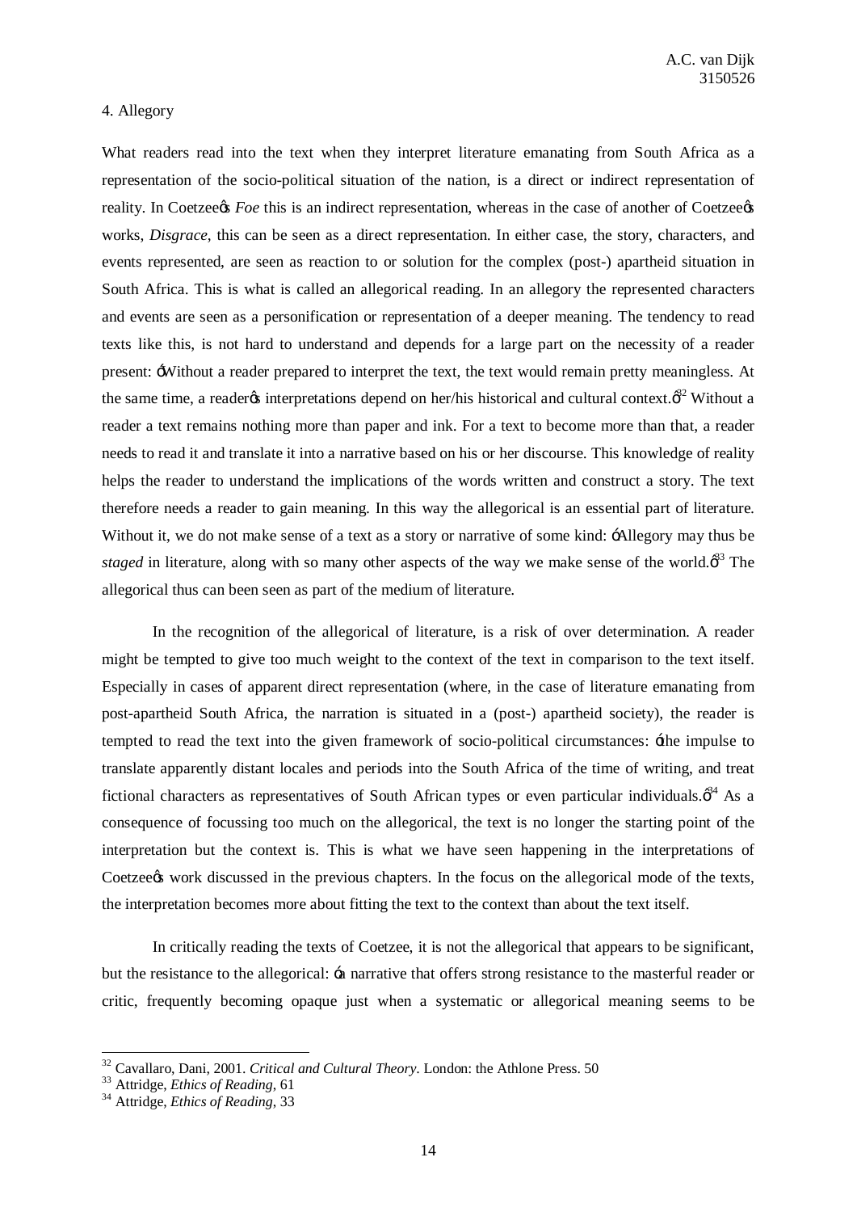## 4. Allegory

What readers read into the text when they interpret literature emanating from South Africa as a representation of the socio-political situation of the nation, is a direct or indirect representation of reality. In Coetzee's *Foe* this is an indirect representation, whereas in the case of another of Coetzee's works, *Disgrace*, this can be seen as a direct representation. In either case, the story, characters, and events represented, are seen as reaction to or solution for the complex (post-) apartheid situation in South Africa. This is what is called an allegorical reading. In an allegory the represented characters and events are seen as a personification or representation of a deeper meaning. The tendency to read texts like this, is not hard to understand and depends for a large part on the necessity of a reader present: 'Without a reader prepared to interpret the text, the text would remain pretty meaningless. At the same time, a reader's interpretations depend on her/his historical and cultural context.'[32] Without a reader a text remains nothing more than paper and ink. For a text to become more than that, a reader needs to read it and translate it into a narrative based on his or her discourse. This knowledge of reality helps the reader to understand the implications of the words written and construct a story. The text therefore needs a reader to gain meaning. In this way the allegorical is an essential part of literature. Without it, we do not make sense of a text as a story or narrative of some kind: 'Allegory may thus be *staged* in literature, along with so many other aspects of the way we make sense of the world.'[33] The allegorical thus can been seen as part of the medium of literature.

In the recognition of the allegorical of literature, is a risk of over determination. A reader might be tempted to give too much weight to the context of the text in comparison to the text itself. Especially in cases of apparent direct representation (where, in the case of literature emanating from post-apartheid South Africa, the narration is situated in a (post-) apartheid society), the reader is tempted to read the text into the given framework of socio-political circumstances: 'the impulse to translate apparently distant locales and periods into the South Africa of the time of writing, and treat fictional characters as representatives of South African types or even particular individuals.'[34] As a consequence of focussing too much on the allegorical, the text is no longer the starting point of the interpretation but the context is. This is what we have seen happening in the interpretations of Coetzee's work discussed in the previous chapters. In the focus on the allegorical mode of the texts, the interpretation becomes more about fitting the text to the context than about the text itself.

In critically reading the texts of Coetzee, it is not the allegorical that appears to be significant, but the resistance to the allegorical: 'a narrative that offers strong resistance to the masterful reader or critic, frequently becoming opaque just when a systematic or allegorical meaning seems to be

---

[32] Cavallaro, Dani, 2001. *Critical and Cultural Theory*. London: the Athlone Press. 50

[33] Attridge, *Ethics of Reading*, 61

[34] Attridge, *Ethics of Reading*, 33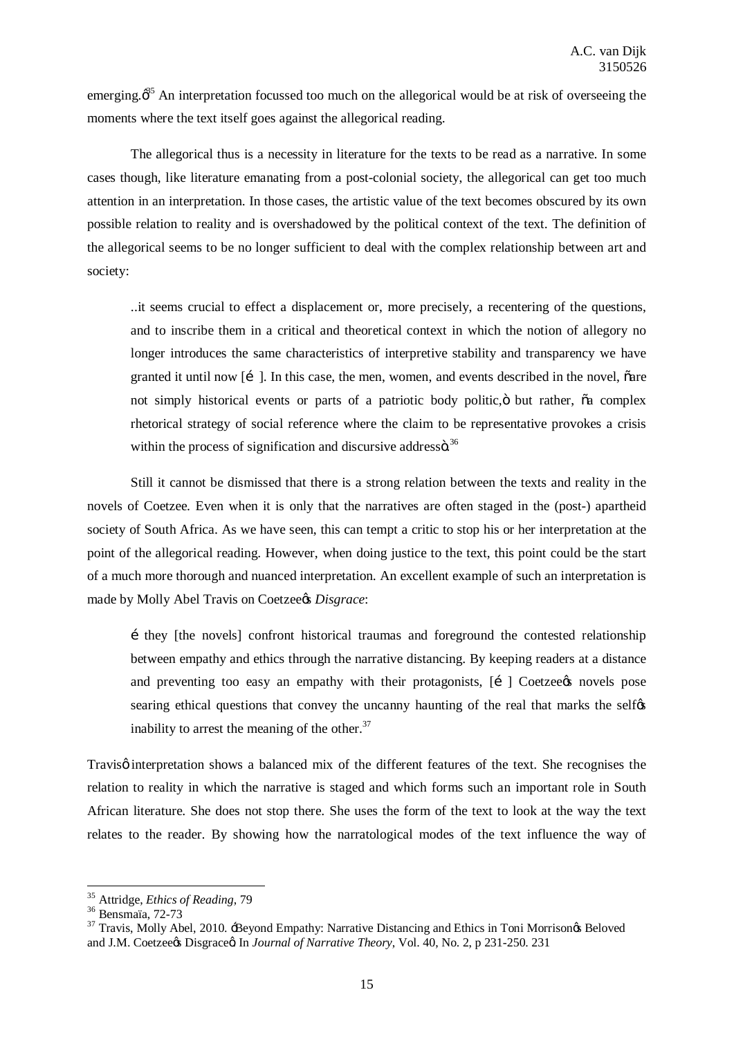emerging."[35] An interpretation focussed too much on the allegorical would be at risk of overseeing the moments where the text itself goes against the allegorical reading.

The allegorical thus is a necessity in literature for the texts to be read as a narrative. In some cases though, like literature emanating from a post-colonial society, the allegorical can get too much attention in an interpretation. In those cases, the artistic value of the text becomes obscured by its own possible relation to reality and is overshadowed by the political context of the text. The definition of the allegorical seems to be no longer sufficient to deal with the complex relationship between art and society:

> ..it seems crucial to effect a displacement or, more precisely, a recentering of the questions, and to inscribe them in a critical and theoretical context in which the notion of allegory no longer introduces the same characteristics of interpretive stability and transparency we have granted it until now [… ]. In this case, the men, women, and events described in the novel, "are not simply historical events or parts of a patriotic body politic," but rather, "a complex rhetorical strategy of social reference where the claim to be representative provokes a crisis within the process of signification and discursive address".[36]

Still it cannot be dismissed that there is a strong relation between the texts and reality in the novels of Coetzee. Even when it is only that the narratives are often staged in the (post-) apartheid society of South Africa. As we have seen, this can tempt a critic to stop his or her interpretation at the point of the allegorical reading. However, when doing justice to the text, this point could be the start of a much more thorough and nuanced interpretation. An excellent example of such an interpretation is made by Molly Abel Travis on Coetzee's *Disgrace*:

> … they [the novels] confront historical traumas and foreground the contested relationship between empathy and ethics through the narrative distancing. By keeping readers at a distance and preventing too easy an empathy with their protagonists, [… ] Coetzee's novels pose searing ethical questions that convey the uncanny haunting of the real that marks the self's inability to arrest the meaning of the other.[37]

Travis' interpretation shows a balanced mix of the different features of the text. She recognises the relation to reality in which the narrative is staged and which forms such an important role in South African literature. She does not stop there. She uses the form of the text to look at the way the text relates to the reader. By showing how the narratological modes of the text influence the way of

---

[35] Attridge, *Ethics of Reading*, 79

[36] Bensmaïa, 72-73

[37] Travis, Molly Abel, 2010. 'Beyond Empathy: Narrative Distancing and Ethics in Toni Morrison's Beloved and J.M. Coetzee's Disgrace' In *Journal of Narrative Theory*, Vol. 40, No. 2, p 231-250. 231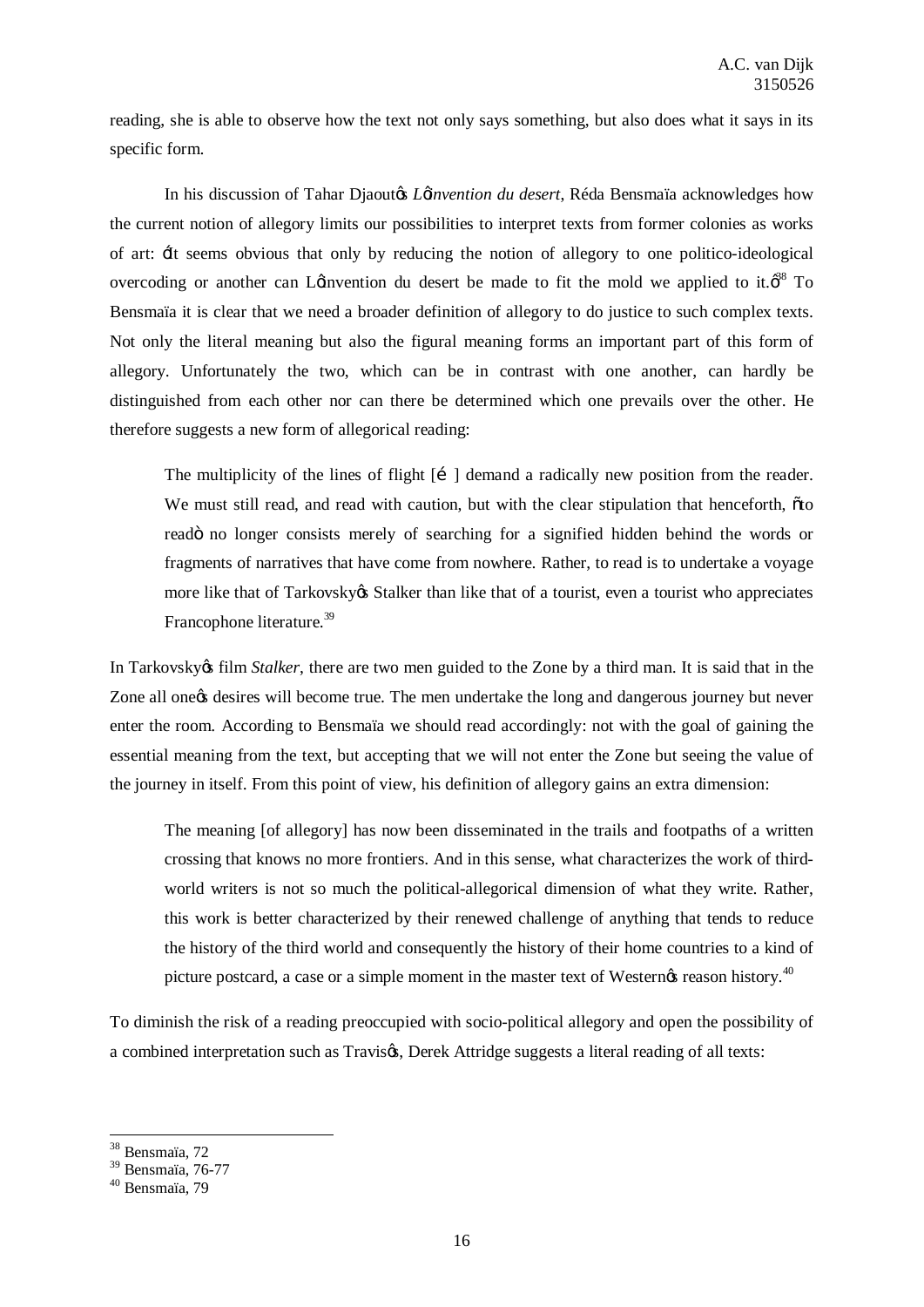reading, she is able to observe how the text not only says something, but also does what it says in its specific form.

In his discussion of Tahar Djaout's *L'invention du desert*, Réda Bensmaïa acknowledges how the current notion of allegory limits our possibilities to interpret texts from former colonies as works of art: 'it seems obvious that only by reducing the notion of allegory to one politico-ideological overcoding or another can L'invention du desert be made to fit the mold we applied to it.'[38] To Bensmaïa it is clear that we need a broader definition of allegory to do justice to such complex texts. Not only the literal meaning but also the figural meaning forms an important part of this form of allegory. Unfortunately the two, which can be in contrast with one another, can hardly be distinguished from each other nor can there be determined which one prevails over the other. He therefore suggests a new form of allegorical reading:

> The multiplicity of the lines of flight [… ] demand a radically new position from the reader. We must still read, and read with caution, but with the clear stipulation that henceforth, "to read" no longer consists merely of searching for a signified hidden behind the words or fragments of narratives that have come from nowhere. Rather, to read is to undertake a voyage more like that of Tarkovsky's Stalker than like that of a tourist, even a tourist who appreciates Francophone literature.[39]

In Tarkovsky's film *Stalker*, there are two men guided to the Zone by a third man. It is said that in the Zone all one's desires will become true. The men undertake the long and dangerous journey but never enter the room. According to Bensmaïa we should read accordingly: not with the goal of gaining the essential meaning from the text, but accepting that we will not enter the Zone but seeing the value of the journey in itself. From this point of view, his definition of allegory gains an extra dimension:

> The meaning [of allegory] has now been disseminated in the trails and footpaths of a written crossing that knows no more frontiers. And in this sense, what characterizes the work of third-world writers is not so much the political-allegorical dimension of what they write. Rather, this work is better characterized by their renewed challenge of anything that tends to reduce the history of the third world and consequently the history of their home countries to a kind of picture postcard, a case or a simple moment in the master text of Western's reason history.[40]

To diminish the risk of a reading preoccupied with socio-political allegory and open the possibility of a combined interpretation such as Travis's, Derek Attridge suggests a literal reading of all texts:

---

[38] Bensmaïa, 72

[39] Bensmaïa, 76-77

[40] Bensmaïa, 79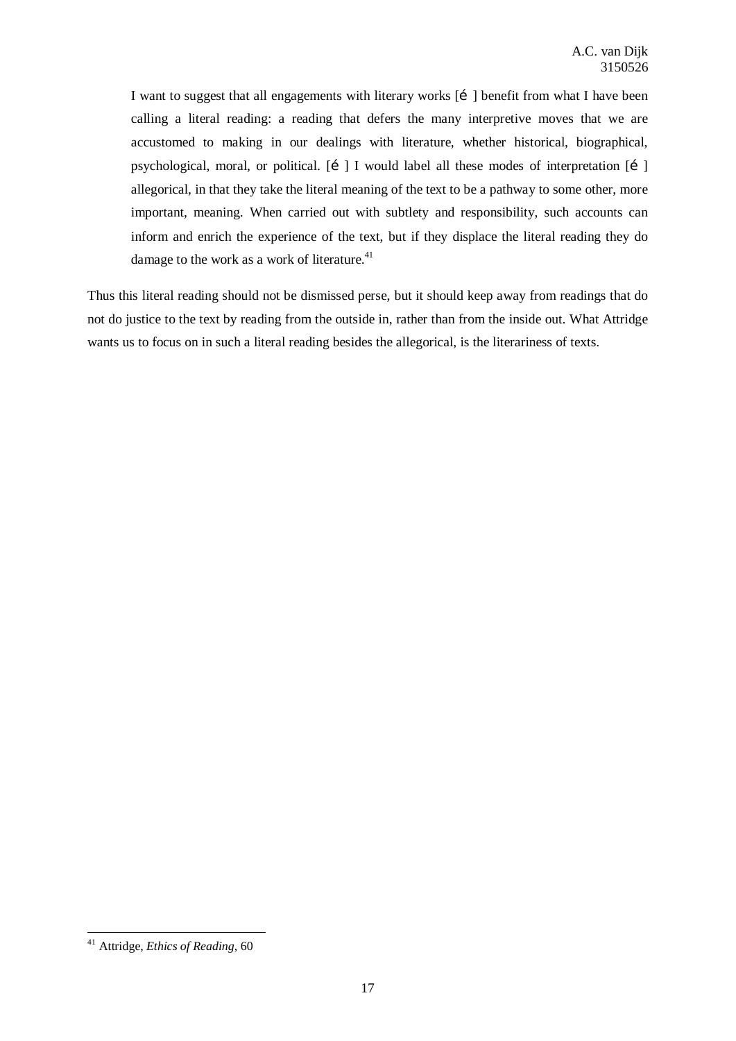> I want to suggest that all engagements with literary works [é ] benefit from what I have been calling a literal reading: a reading that defers the many interpretive moves that we are accustomed to making in our dealings with literature, whether historical, biographical, psychological, moral, or political. [é ] I would label all these modes of interpretation [é ] allegorical, in that they take the literal meaning of the text to be a pathway to some other, more important, meaning. When carried out with subtlety and responsibility, such accounts can inform and enrich the experience of the text, but if they displace the literal reading they do damage to the work as a work of literature.[41]

Thus this literal reading should not be dismissed perse, but it should keep away from readings that do not do justice to the text by reading from the outside in, rather than from the inside out. What Attridge wants us to focus on in such a literal reading besides the allegorical, is the literariness of texts.

---

[41] Attridge, *Ethics of Reading*, 60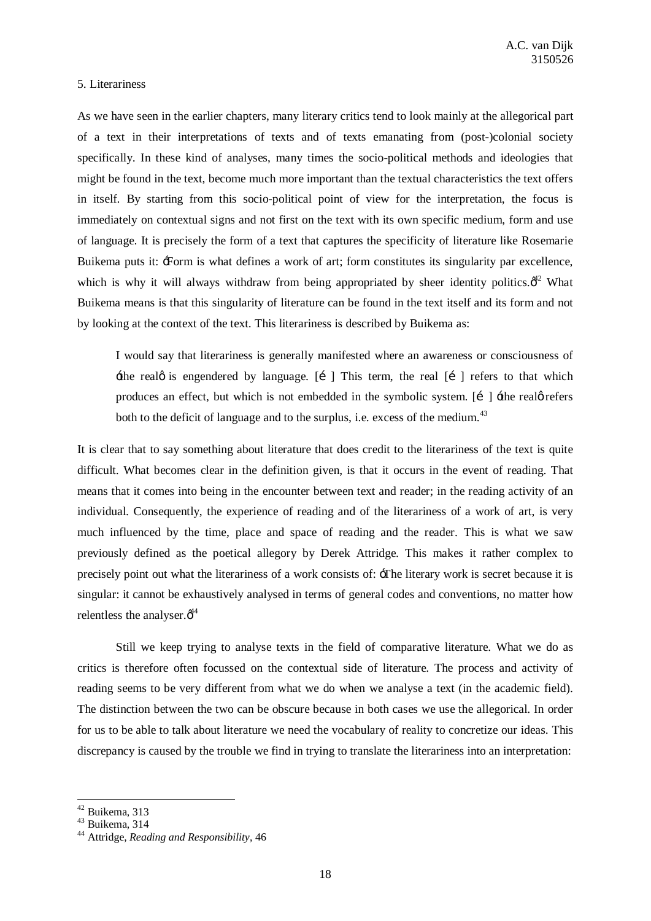## 5. Literariness

As we have seen in the earlier chapters, many literary critics tend to look mainly at the allegorical part of a text in their interpretations of texts and of texts emanating from (post-)colonial society specifically. In these kind of analyses, many times the socio-political methods and ideologies that might be found in the text, become much more important than the textual characteristics the text offers in itself. By starting from this socio-political point of view for the interpretation, the focus is immediately on contextual signs and not first on the text with its own specific medium, form and use of language. It is precisely the form of a text that captures the specificity of literature like Rosemarie Buikema puts it: 'Form is what defines a work of art; form constitutes its singularity par excellence, which is why it will always withdraw from being appropriated by sheer identity politics.'[42] What Buikema means is that this singularity of literature can be found in the text itself and its form and not by looking at the context of the text. This literariness is described by Buikema as:

> I would say that literariness is generally manifested where an awareness or consciousness of 'the real' is engendered by language. […] This term, the real […] refers to that which produces an effect, but which is not embedded in the symbolic system. […] 'the real' refers both to the deficit of language and to the surplus, i.e. excess of the medium.[43]

It is clear that to say something about literature that does credit to the literariness of the text is quite difficult. What becomes clear in the definition given, is that it occurs in the event of reading. That means that it comes into being in the encounter between text and reader; in the reading activity of an individual. Consequently, the experience of reading and of the literariness of a work of art, is very much influenced by the time, place and space of reading and the reader. This is what we saw previously defined as the poetical allegory by Derek Attridge. This makes it rather complex to precisely point out what the literariness of a work consists of: 'The literary work is secret because it is singular: it cannot be exhaustively analysed in terms of general codes and conventions, no matter how relentless the analyser.'[44]

Still we keep trying to analyse texts in the field of comparative literature. What we do as critics is therefore often focussed on the contextual side of literature. The process and activity of reading seems to be very different from what we do when we analyse a text (in the academic field). The distinction between the two can be obscure because in both cases we use the allegorical. In order for us to be able to talk about literature we need the vocabulary of reality to concretize our ideas. This discrepancy is caused by the trouble we find in trying to translate the literariness into an interpretation:

---

[42] Buikema, 313

[43] Buikema, 314

[44] Attridge, *Reading and Responsibility*, 46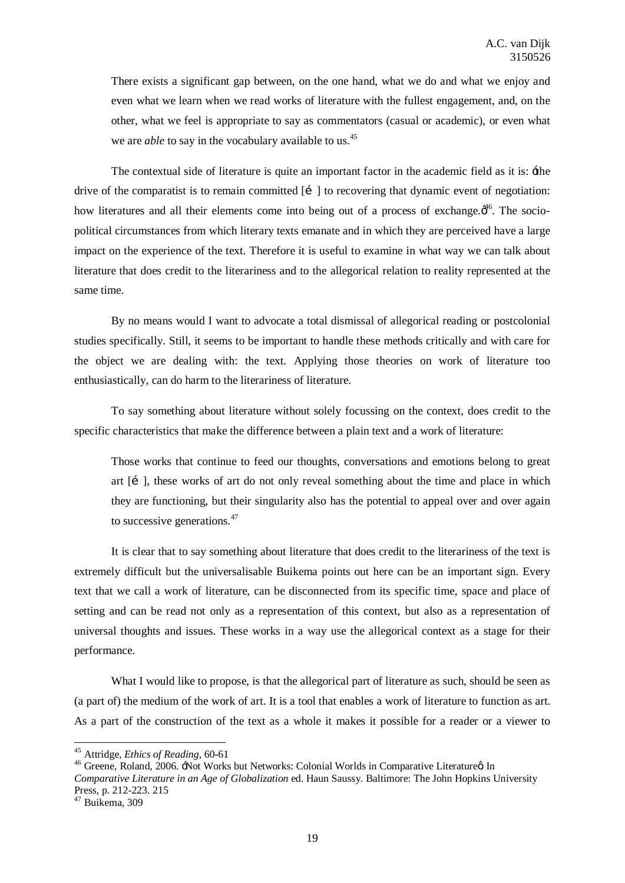> There exists a significant gap between, on the one hand, what we do and what we enjoy and even what we learn when we read works of literature with the fullest engagement, and, on the other, what we feel is appropriate to say as commentators (casual or academic), or even what we are *able* to say in the vocabulary available to us.[45]

The contextual side of literature is quite an important factor in the academic field as it is: ‘the drive of the comparatist is to remain committed […] to recovering that dynamic event of negotiation: how literatures and all their elements come into being out of a process of exchange.’[46]. The socio-political circumstances from which literary texts emanate and in which they are perceived have a large impact on the experience of the text. Therefore it is useful to examine in what way we can talk about literature that does credit to the literariness and to the allegorical relation to reality represented at the same time.

By no means would I want to advocate a total dismissal of allegorical reading or postcolonial studies specifically. Still, it seems to be important to handle these methods critically and with care for the object we are dealing with: the text. Applying those theories on work of literature too enthusiastically, can do harm to the literariness of literature.

To say something about literature without solely focussing on the context, does credit to the specific characteristics that make the difference between a plain text and a work of literature:

> Those works that continue to feed our thoughts, conversations and emotions belong to great art […], these works of art do not only reveal something about the time and place in which they are functioning, but their singularity also has the potential to appeal over and over again to successive generations.[47]

It is clear that to say something about literature that does credit to the literariness of the text is extremely difficult but the universalisable Buikema points out here can be an important sign. Every text that we call a work of literature, can be disconnected from its specific time, space and place of setting and can be read not only as a representation of this context, but also as a representation of universal thoughts and issues. These works in a way use the allegorical context as a stage for their performance.

What I would like to propose, is that the allegorical part of literature as such, should be seen as (a part of) the medium of the work of art. It is a tool that enables a work of literature to function as art. As a part of the construction of the text as a whole it makes it possible for a reader or a viewer to

---

[45] Attridge, *Ethics of Reading*, 60-61

[46] Greene, Roland, 2006. ‘Not Works but Networks: Colonial Worlds in Comparative Literature’. In *Comparative Literature in an Age of Globalization* ed. Haun Saussy. Baltimore: The John Hopkins University Press, p. 212-223. 215

[47] Buikema, 309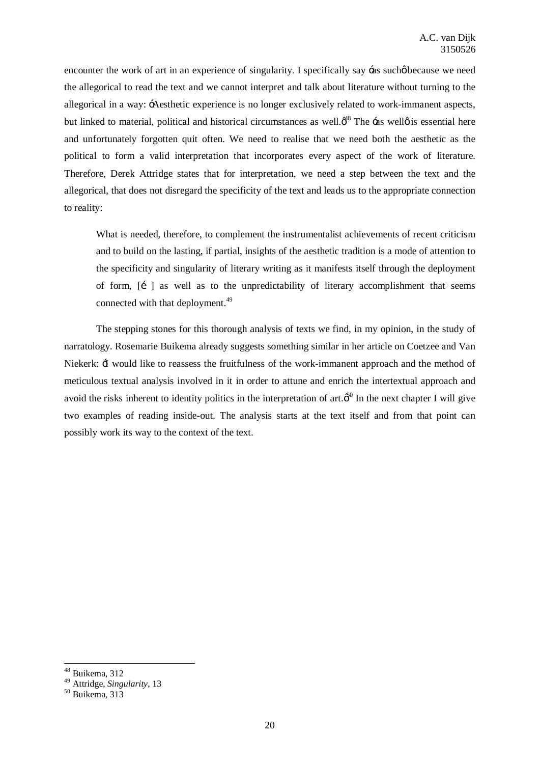encounter the work of art in an experience of singularity. I specifically say 'as such' because we need the allegorical to read the text and we cannot interpret and talk about literature without turning to the allegorical in a way: "Aesthetic experience is no longer exclusively related to work-immanent aspects, but linked to material, political and historical circumstances as well."[48] The 'as well' is essential here and unfortunately forgotten quit often. We need to realise that we need both the aesthetic as the political to form a valid interpretation that incorporates every aspect of the work of literature. Therefore, Derek Attridge states that for interpretation, we need a step between the text and the allegorical, that does not disregard the specificity of the text and leads us to the appropriate connection to reality:

> What is needed, therefore, to complement the instrumentalist achievements of recent criticism and to build on the lasting, if partial, insights of the aesthetic tradition is a mode of attention to the specificity and singularity of literary writing as it manifests itself through the deployment of form, [...] as well as to the unpredictability of literary accomplishment that seems connected with that deployment.[49]

The stepping stones for this thorough analysis of texts we find, in my opinion, in the study of narratology. Rosemarie Buikema already suggests something similar in her article on Coetzee and Van Niekerk: "I would like to reassess the fruitfulness of the work-immanent approach and the method of meticulous textual analysis involved in it in order to attune and enrich the intertextual approach and avoid the risks inherent to identity politics in the interpretation of art."[50] In the next chapter I will give two examples of reading inside-out. The analysis starts at the text itself and from that point can possibly work its way to the context of the text.

---

[48] Buikema, 312
[49] Attridge, *Singularity*, 13
[50] Buikema, 313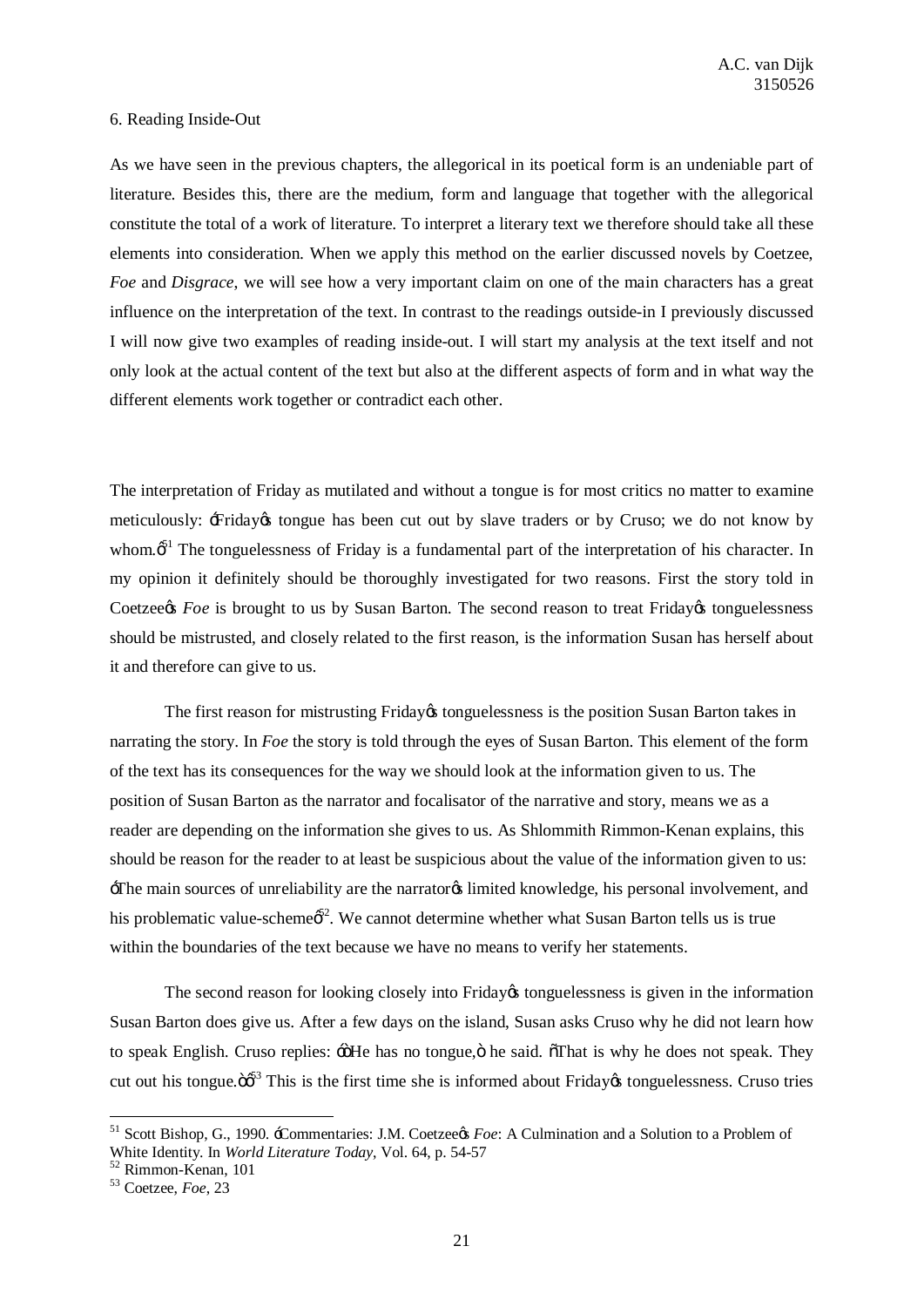6. Reading Inside-Out

As we have seen in the previous chapters, the allegorical in its poetical form is an undeniable part of literature. Besides this, there are the medium, form and language that together with the allegorical constitute the total of a work of literature. To interpret a literary text we therefore should take all these elements into consideration. When we apply this method on the earlier discussed novels by Coetzee, *Foe* and *Disgrace*, we will see how a very important claim on one of the main characters has a great influence on the interpretation of the text. In contrast to the readings outside-in I previously discussed I will now give two examples of reading inside-out. I will start my analysis at the text itself and not only look at the actual content of the text but also at the different aspects of form and in what way the different elements work together or contradict each other.

The interpretation of Friday as mutilated and without a tongue is for most critics no matter to examine meticulously: 'Friday's tongue has been cut out by slave traders or by Cruso; we do not know by whom.'[51] The tonguelessness of Friday is a fundamental part of the interpretation of his character. In my opinion it definitely should be thoroughly investigated for two reasons. First the story told in Coetzee's *Foe* is brought to us by Susan Barton. The second reason to treat Friday's tonguelessness should be mistrusted, and closely related to the first reason, is the information Susan has herself about it and therefore can give to us.

The first reason for mistrusting Friday's tonguelessness is the position Susan Barton takes in narrating the story. In *Foe* the story is told through the eyes of Susan Barton. This element of the form of the text has its consequences for the way we should look at the information given to us. The position of Susan Barton as the narrator and focalisator of the narrative and story, means we as a reader are depending on the information she gives to us. As Shlommith Rimmon-Kenan explains, this should be reason for the reader to at least be suspicious about the value of the information given to us: 'The main sources of unreliability are the narrator's limited knowledge, his personal involvement, and his problematic value-scheme'[52]. We cannot determine whether what Susan Barton tells us is true within the boundaries of the text because we have no means to verify her statements.

The second reason for looking closely into Friday's tonguelessness is given in the information Susan Barton does give us. After a few days on the island, Susan asks Cruso why he did not learn how to speak English. Cruso replies: '"He has no tongue," he said. "That is why he does not speak. They cut out his tongue."'[53] This is the first time she is informed about Friday's tonguelessness. Cruso tries

[51] Scott Bishop, G., 1990. 'Commentaries: J.M. Coetzee's *Foe*: A Culmination and a Solution to a Problem of White Identity. In *World Literature Today*, Vol. 64, p. 54-57

[52] Rimmon-Kenan, 101

[53] Coetzee, *Foe*, 23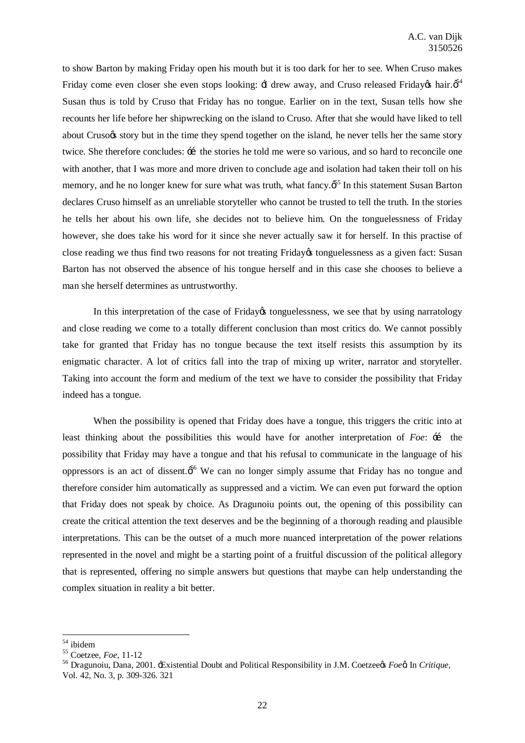to show Barton by making Friday open his mouth but it is too dark for her to see. When Cruso makes Friday come even closer she even stops looking: 'I drew away, and Cruso released Friday's hair.'[54] Susan thus is told by Cruso that Friday has no tongue. Earlier on in the text, Susan tells how she recounts her life before her shipwrecking on the island to Cruso. After that she would have liked to tell about Cruso's story but in the time they spend together on the island, he never tells her the same story twice. She therefore concludes: '… the stories he told me were so various, and so hard to reconcile one with another, that I was more and more driven to conclude age and isolation had taken their toll on his memory, and he no longer knew for sure what was truth, what fancy.'[55] In this statement Susan Barton declares Cruso himself as an unreliable storyteller who cannot be trusted to tell the truth. In the stories he tells her about his own life, she decides not to believe him. On the tonguelessness of Friday however, she does take his word for it since she never actually saw it for herself. In this practise of close reading we thus find two reasons for not treating Friday's tonguelessness as a given fact: Susan Barton has not observed the absence of his tongue herself and in this case she chooses to believe a man she herself determines as untrustworthy.

In this interpretation of the case of Friday's tonguelessness, we see that by using narratology and close reading we come to a totally different conclusion than most critics do. We cannot possibly take for granted that Friday has no tongue because the text itself resists this assumption by its enigmatic character. A lot of critics fall into the trap of mixing up writer, narrator and storyteller. Taking into account the form and medium of the text we have to consider the possibility that Friday indeed has a tongue.

When the possibility is opened that Friday does have a tongue, this triggers the critic into at least thinking about the possibilities this would have for another interpretation of *Foe*: '… the possibility that Friday may have a tongue and that his refusal to communicate in the language of his oppressors is an act of dissent.'[56] We can no longer simply assume that Friday has no tongue and therefore consider him automatically as suppressed and a victim. We can even put forward the option that Friday does not speak by choice. As Dragunoiu points out, the opening of this possibility can create the critical attention the text deserves and be the beginning of a thorough reading and plausible interpretations. This can be the outset of a much more nuanced interpretation of the power relations represented in the novel and might be a starting point of a fruitful discussion of the political allegory that is represented, offering no simple answers but questions that maybe can help understanding the complex situation in reality a bit better.

---

[54] ibidem

[55] Coetzee, *Foe*, 11-12

[56] Dragunoiu, Dana, 2001. 'Existential Doubt and Political Responsibility in J.M. Coetzee's *Foe*'. In *Critique*, Vol. 42, No. 3, p. 309-326. 321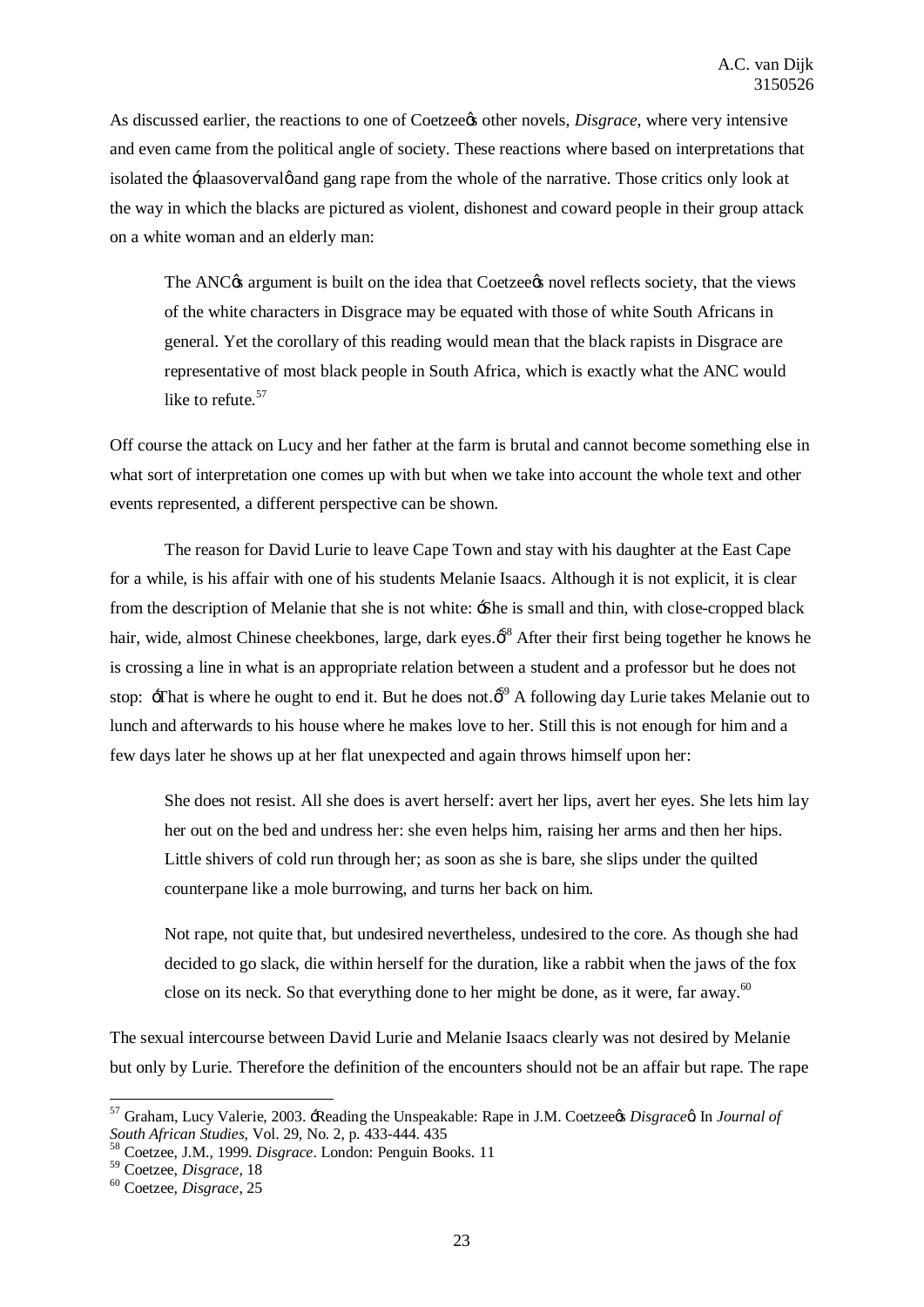As discussed earlier, the reactions to one of Coetzee's other novels, *Disgrace*, where very intensive and even came from the political angle of society. These reactions where based on interpretations that isolated the 'plaasoverval' and gang rape from the whole of the narrative. Those critics only look at the way in which the blacks are pictured as violent, dishonest and coward people in their group attack on a white woman and an elderly man:

> The ANC's argument is built on the idea that Coetzee's novel reflects society, that the views of the white characters in Disgrace may be equated with those of white South Africans in general. Yet the corollary of this reading would mean that the black rapists in Disgrace are representative of most black people in South Africa, which is exactly what the ANC would like to refute.[57]

Off course the attack on Lucy and her father at the farm is brutal and cannot become something else in what sort of interpretation one comes up with but when we take into account the whole text and other events represented, a different perspective can be shown.

The reason for David Lurie to leave Cape Town and stay with his daughter at the East Cape for a while, is his affair with one of his students Melanie Isaacs. Although it is not explicit, it is clear from the description of Melanie that she is not white: 'She is small and thin, with close-cropped black hair, wide, almost Chinese cheekbones, large, dark eyes.'[58] After their first being together he knows he is crossing a line in what is an appropriate relation between a student and a professor but he does not stop: 'That is where he ought to end it. But he does not.'[59] A following day Lurie takes Melanie out to lunch and afterwards to his house where he makes love to her. Still this is not enough for him and a few days later he shows up at her flat unexpected and again throws himself upon her:

> She does not resist. All she does is avert herself: avert her lips, avert her eyes. She lets him lay her out on the bed and undress her: she even helps him, raising her arms and then her hips. Little shivers of cold run through her; as soon as she is bare, she slips under the quilted counterpane like a mole burrowing, and turns her back on him.
>
> Not rape, not quite that, but undesired nevertheless, undesired to the core. As though she had decided to go slack, die within herself for the duration, like a rabbit when the jaws of the fox close on its neck. So that everything done to her might be done, as it were, far away.[60]

The sexual intercourse between David Lurie and Melanie Isaacs clearly was not desired by Melanie but only by Lurie. Therefore the definition of the encounters should not be an affair but rape. The rape

---

[57] Graham, Lucy Valerie, 2003. 'Reading the Unspeakable: Rape in J.M. Coetzee's *Disgrace*' In *Journal of South African Studies*, Vol. 29, No. 2, p. 433-444. 435

[58] Coetzee, J.M., 1999. *Disgrace*. London: Penguin Books. 11

[59] Coetzee, *Disgrace*, 18

[60] Coetzee, *Disgrace*, 25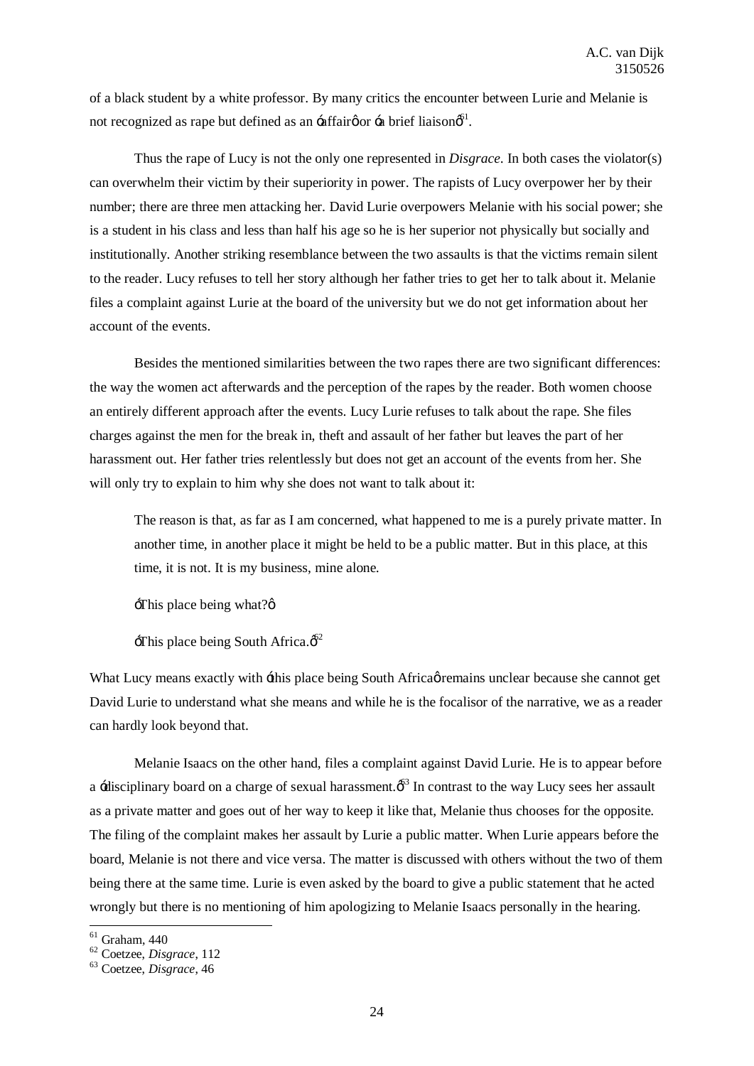of a black student by a white professor. By many critics the encounter between Lurie and Melanie is not recognized as rape but defined as an 'affair' or 'a brief liaison'[61].

Thus the rape of Lucy is not the only one represented in *Disgrace*. In both cases the violator(s) can overwhelm their victim by their superiority in power. The rapists of Lucy overpower her by their number; there are three men attacking her. David Lurie overpowers Melanie with his social power; she is a student in his class and less than half his age so he is her superior not physically but socially and institutionally. Another striking resemblance between the two assaults is that the victims remain silent to the reader. Lucy refuses to tell her story although her father tries to get her to talk about it. Melanie files a complaint against Lurie at the board of the university but we do not get information about her account of the events.

Besides the mentioned similarities between the two rapes there are two significant differences: the way the women act afterwards and the perception of the rapes by the reader. Both women choose an entirely different approach after the events. Lucy Lurie refuses to talk about the rape. She files charges against the men for the break in, theft and assault of her father but leaves the part of her harassment out. Her father tries relentlessly but does not get an account of the events from her. She will only try to explain to him why she does not want to talk about it:

> The reason is that, as far as I am concerned, what happened to me is a purely private matter. In another time, in another place it might be held to be a public matter. But in this place, at this time, it is not. It is my business, mine alone.
>
> 'This place being what?'
>
> 'This place being South Africa.'[62]

What Lucy means exactly with 'this place being South Africa' remains unclear because she cannot get David Lurie to understand what she means and while he is the focalisor of the narrative, we as a reader can hardly look beyond that.

Melanie Isaacs on the other hand, files a complaint against David Lurie. He is to appear before a 'disciplinary board on a charge of sexual harassment.'[63] In contrast to the way Lucy sees her assault as a private matter and goes out of her way to keep it like that, Melanie thus chooses for the opposite. The filing of the complaint makes her assault by Lurie a public matter. When Lurie appears before the board, Melanie is not there and vice versa. The matter is discussed with others without the two of them being there at the same time. Lurie is even asked by the board to give a public statement that he acted wrongly but there is no mentioning of him apologizing to Melanie Isaacs personally in the hearing.

[61] Graham, 440

[62] Coetzee, *Disgrace*, 112

[63] Coetzee, *Disgrace*, 46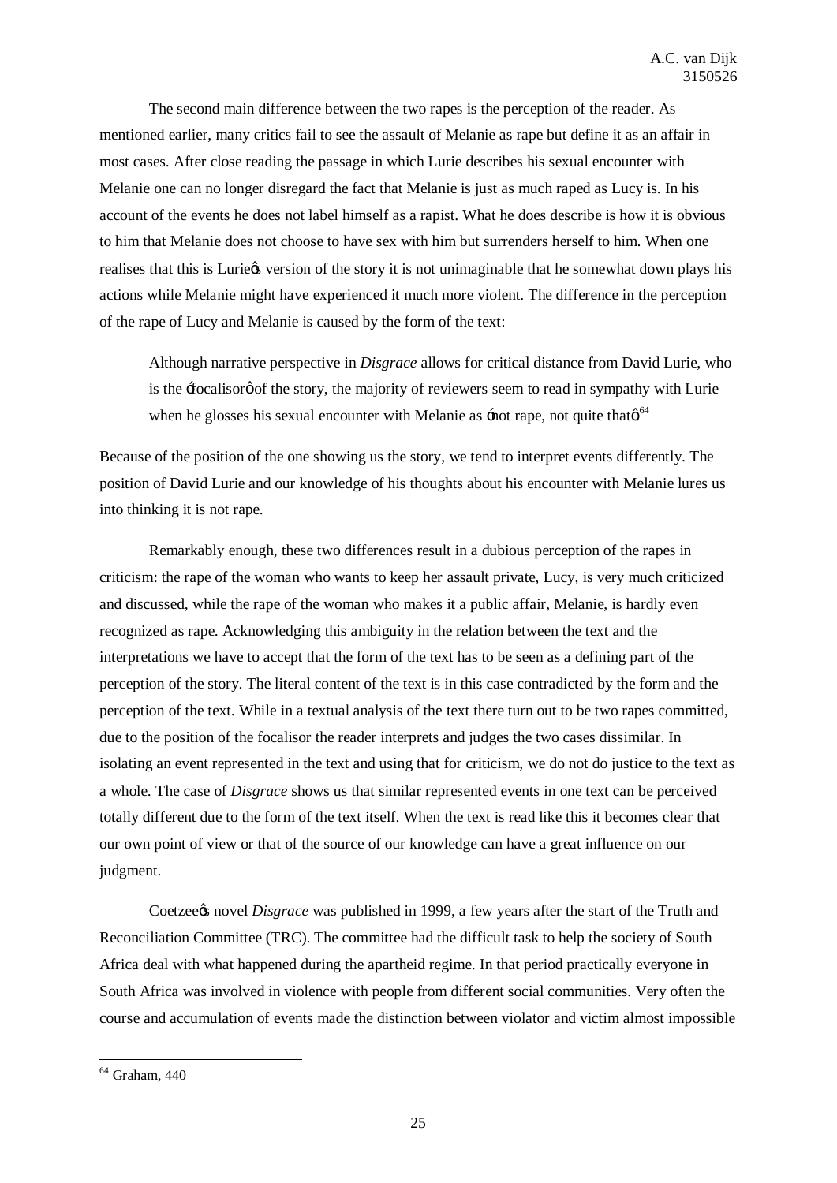The second main difference between the two rapes is the perception of the reader. As mentioned earlier, many critics fail to see the assault of Melanie as rape but define it as an affair in most cases. After close reading the passage in which Lurie describes his sexual encounter with Melanie one can no longer disregard the fact that Melanie is just as much raped as Lucy is. In his account of the events he does not label himself as a rapist. What he does describe is how it is obvious to him that Melanie does not choose to have sex with him but surrenders herself to him. When one realises that this is Lurie's version of the story it is not unimaginable that he somewhat down plays his actions while Melanie might have experienced it much more violent. The difference in the perception of the rape of Lucy and Melanie is caused by the form of the text:

> Although narrative perspective in *Disgrace* allows for critical distance from David Lurie, who is the 'focalisor' of the story, the majority of reviewers seem to read in sympathy with Lurie when he glosses his sexual encounter with Melanie as 'not rape, not quite that'.[64]

Because of the position of the one showing us the story, we tend to interpret events differently. The position of David Lurie and our knowledge of his thoughts about his encounter with Melanie lures us into thinking it is not rape.

Remarkably enough, these two differences result in a dubious perception of the rapes in criticism: the rape of the woman who wants to keep her assault private, Lucy, is very much criticized and discussed, while the rape of the woman who makes it a public affair, Melanie, is hardly even recognized as rape. Acknowledging this ambiguity in the relation between the text and the interpretations we have to accept that the form of the text has to be seen as a defining part of the perception of the story. The literal content of the text is in this case contradicted by the form and the perception of the text. While in a textual analysis of the text there turn out to be two rapes committed, due to the position of the focalisor the reader interprets and judges the two cases dissimilar. In isolating an event represented in the text and using that for criticism, we do not do justice to the text as a whole. The case of *Disgrace* shows us that similar represented events in one text can be perceived totally different due to the form of the text itself. When the text is read like this it becomes clear that our own point of view or that of the source of our knowledge can have a great influence on our judgment.

Coetzee's novel *Disgrace* was published in 1999, a few years after the start of the Truth and Reconciliation Committee (TRC). The committee had the difficult task to help the society of South Africa deal with what happened during the apartheid regime. In that period practically everyone in South Africa was involved in violence with people from different social communities. Very often the course and accumulation of events made the distinction between violator and victim almost impossible

---

[64] Graham, 440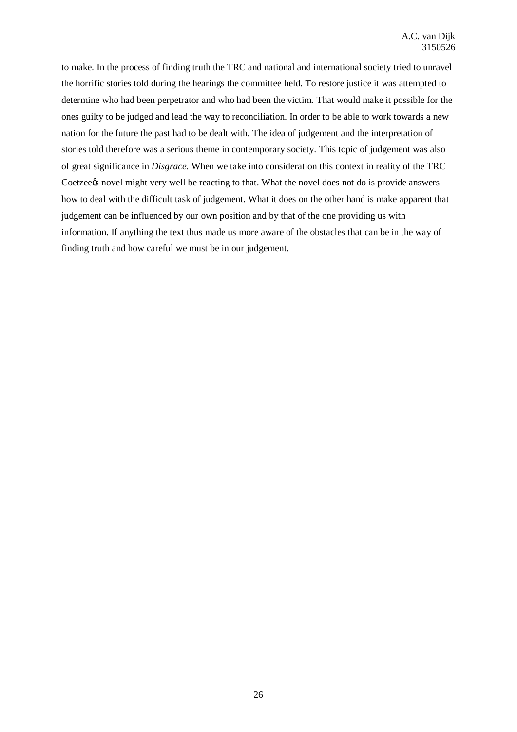to make. In the process of finding truth the TRC and national and international society tried to unravel the horrific stories told during the hearings the committee held. To restore justice it was attempted to determine who had been perpetrator and who had been the victim. That would make it possible for the ones guilty to be judged and lead the way to reconciliation. In order to be able to work towards a new nation for the future the past had to be dealt with. The idea of judgement and the interpretation of stories told therefore was a serious theme in contemporary society. This topic of judgement was also of great significance in *Disgrace*. When we take into consideration this context in reality of the TRC Coetzee's novel might very well be reacting to that. What the novel does not do is provide answers how to deal with the difficult task of judgement. What it does on the other hand is make apparent that judgement can be influenced by our own position and by that of the one providing us with information. If anything the text thus made us more aware of the obstacles that can be in the way of finding truth and how careful we must be in our judgement.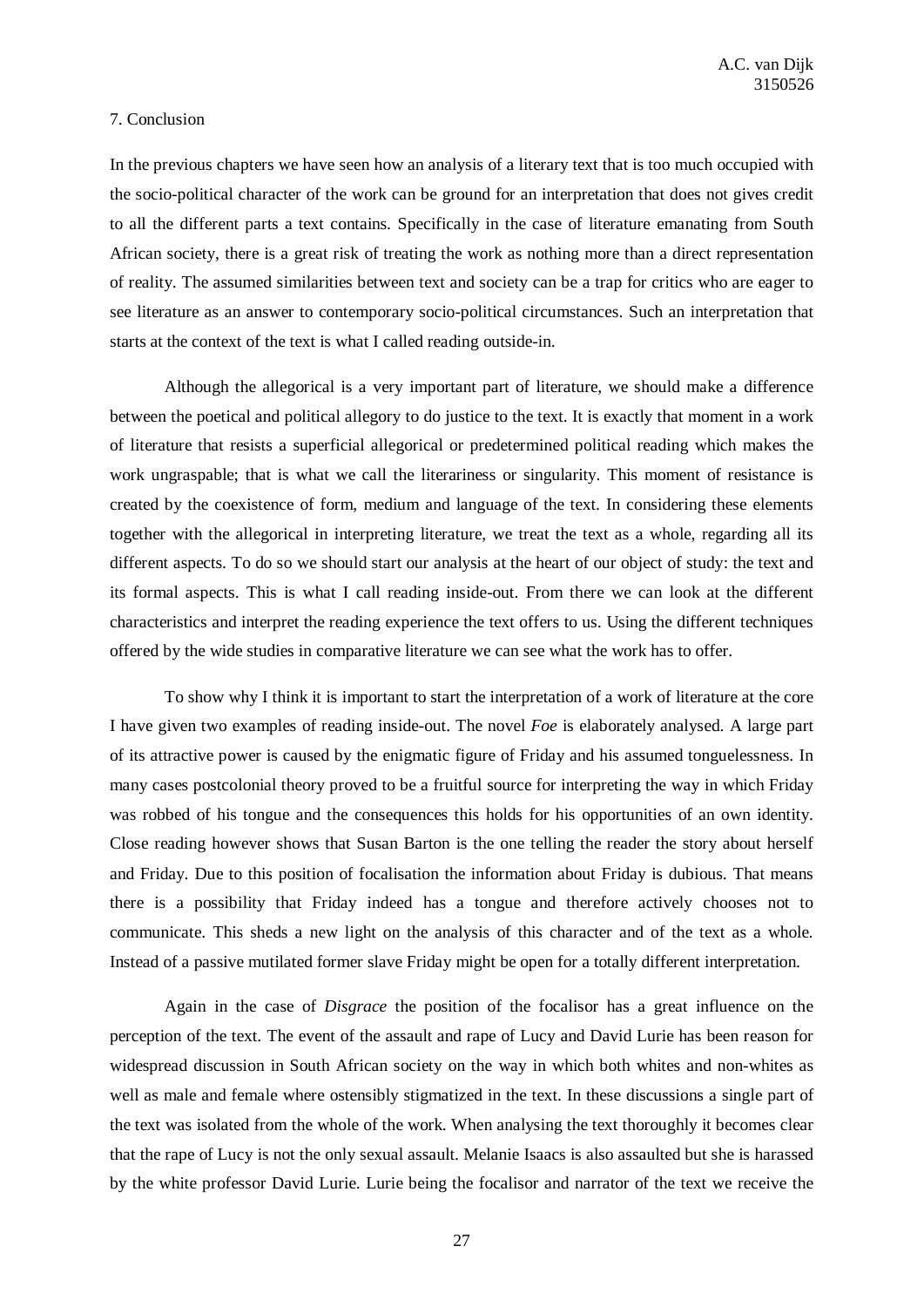## 7. Conclusion

In the previous chapters we have seen how an analysis of a literary text that is too much occupied with the socio-political character of the work can be ground for an interpretation that does not gives credit to all the different parts a text contains. Specifically in the case of literature emanating from South African society, there is a great risk of treating the work as nothing more than a direct representation of reality. The assumed similarities between text and society can be a trap for critics who are eager to see literature as an answer to contemporary socio-political circumstances. Such an interpretation that starts at the context of the text is what I called reading outside-in.

Although the allegorical is a very important part of literature, we should make a difference between the poetical and political allegory to do justice to the text. It is exactly that moment in a work of literature that resists a superficial allegorical or predetermined political reading which makes the work ungraspable; that is what we call the literariness or singularity. This moment of resistance is created by the coexistence of form, medium and language of the text. In considering these elements together with the allegorical in interpreting literature, we treat the text as a whole, regarding all its different aspects. To do so we should start our analysis at the heart of our object of study: the text and its formal aspects. This is what I call reading inside-out. From there we can look at the different characteristics and interpret the reading experience the text offers to us. Using the different techniques offered by the wide studies in comparative literature we can see what the work has to offer.

To show why I think it is important to start the interpretation of a work of literature at the core I have given two examples of reading inside-out. The novel *Foe* is elaborately analysed. A large part of its attractive power is caused by the enigmatic figure of Friday and his assumed tonguelessness. In many cases postcolonial theory proved to be a fruitful source for interpreting the way in which Friday was robbed of his tongue and the consequences this holds for his opportunities of an own identity. Close reading however shows that Susan Barton is the one telling the reader the story about herself and Friday. Due to this position of focalisation the information about Friday is dubious. That means there is a possibility that Friday indeed has a tongue and therefore actively chooses not to communicate. This sheds a new light on the analysis of this character and of the text as a whole. Instead of a passive mutilated former slave Friday might be open for a totally different interpretation.

Again in the case of *Disgrace* the position of the focalisor has a great influence on the perception of the text. The event of the assault and rape of Lucy and David Lurie has been reason for widespread discussion in South African society on the way in which both whites and non-whites as well as male and female where ostensibly stigmatized in the text. In these discussions a single part of the text was isolated from the whole of the work. When analysing the text thoroughly it becomes clear that the rape of Lucy is not the only sexual assault. Melanie Isaacs is also assaulted but she is harassed by the white professor David Lurie. Lurie being the focalisor and narrator of the text we receive the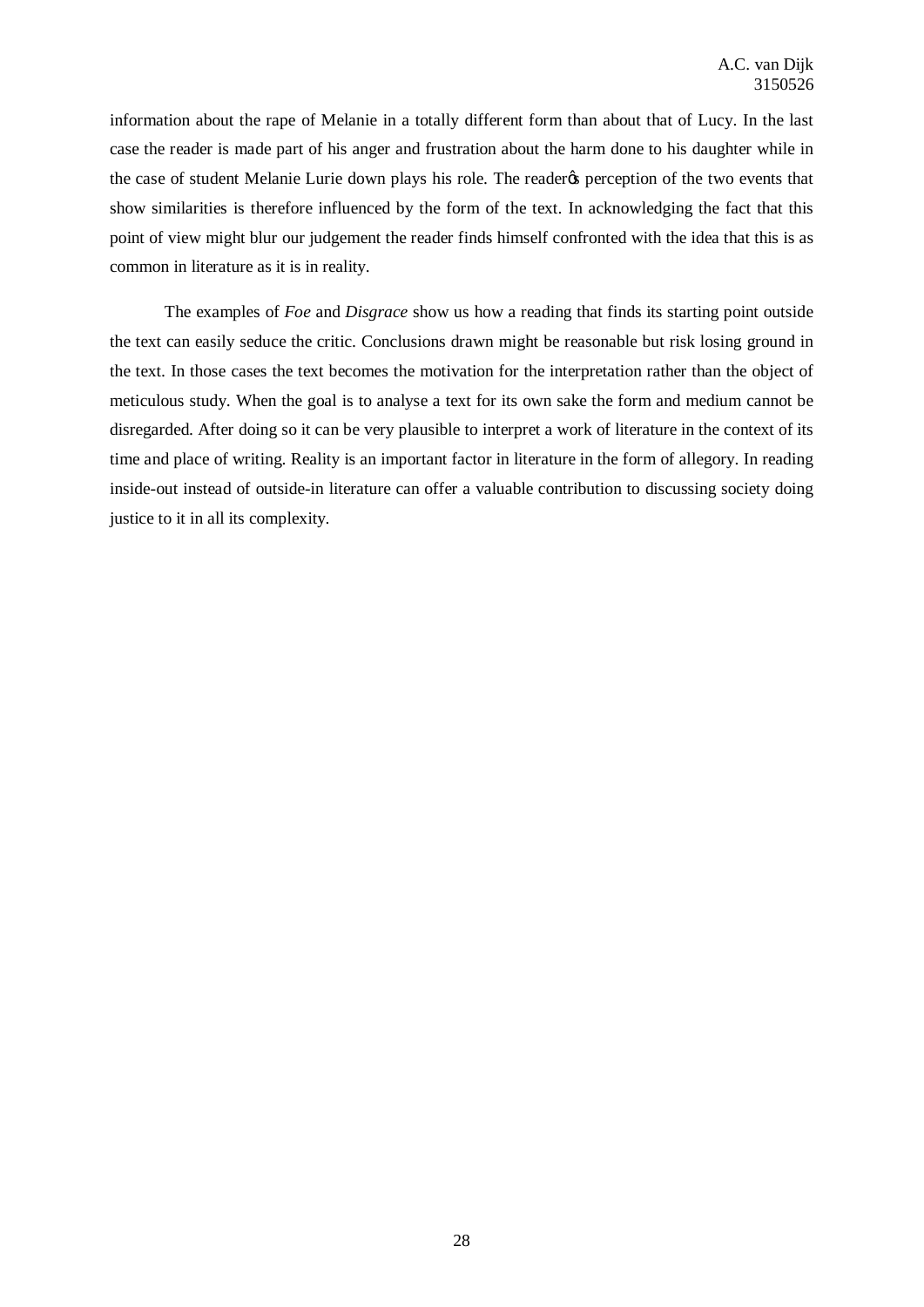information about the rape of Melanie in a totally different form than about that of Lucy. In the last case the reader is made part of his anger and frustration about the harm done to his daughter while in the case of student Melanie Lurie down plays his role. The reader's perception of the two events that show similarities is therefore influenced by the form of the text. In acknowledging the fact that this point of view might blur our judgement the reader finds himself confronted with the idea that this is as common in literature as it is in reality.

The examples of *Foe* and *Disgrace* show us how a reading that finds its starting point outside the text can easily seduce the critic. Conclusions drawn might be reasonable but risk losing ground in the text. In those cases the text becomes the motivation for the interpretation rather than the object of meticulous study. When the goal is to analyse a text for its own sake the form and medium cannot be disregarded. After doing so it can be very plausible to interpret a work of literature in the context of its time and place of writing. Reality is an important factor in literature in the form of allegory. In reading inside-out instead of outside-in literature can offer a valuable contribution to discussing society doing justice to it in all its complexity.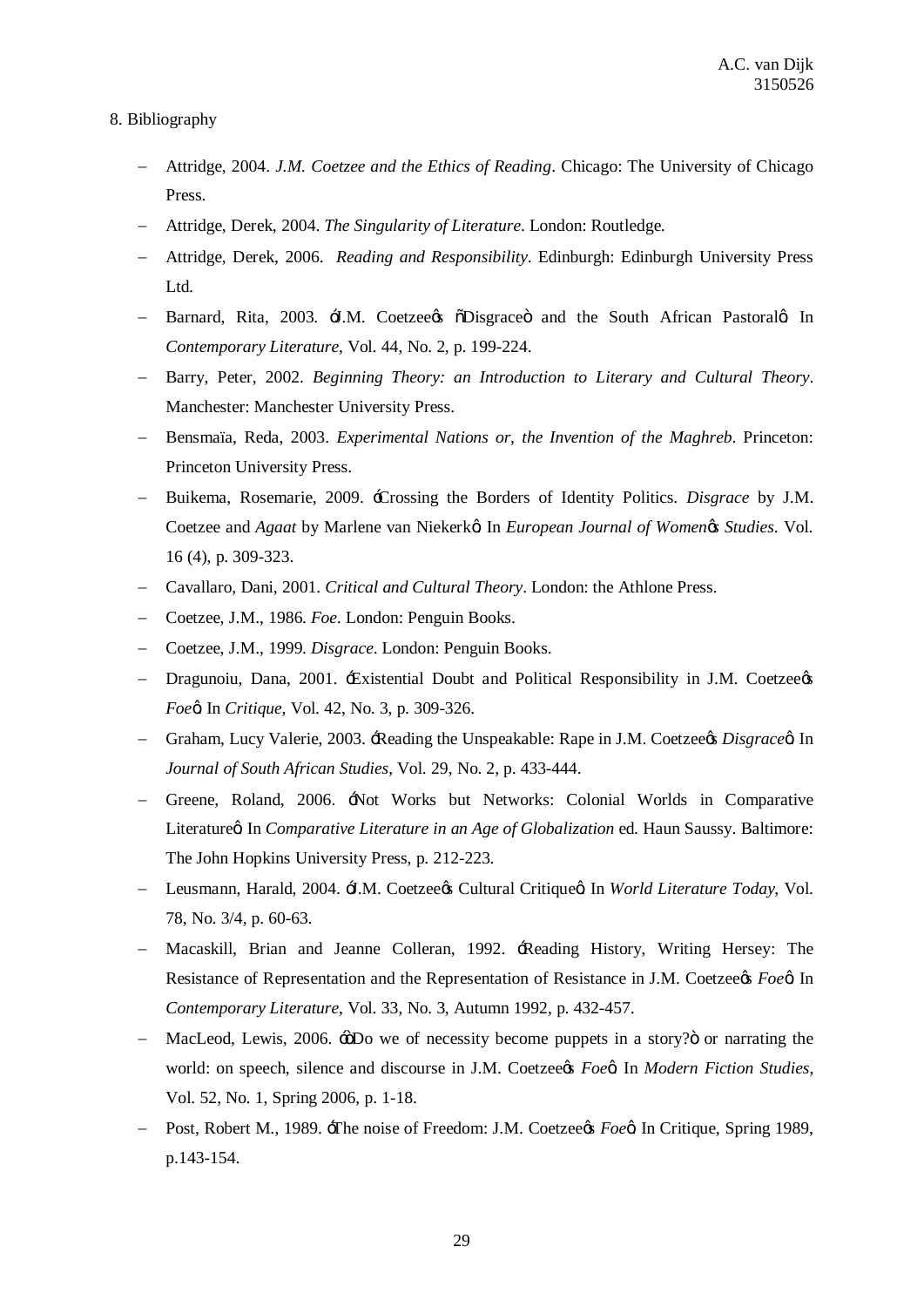8. Bibliography

- Attridge, 2004. *J.M. Coetzee and the Ethics of Reading*. Chicago: The University of Chicago Press.
- Attridge, Derek, 2004. *The Singularity of Literature*. London: Routledge.
- Attridge, Derek, 2006. *Reading and Responsibility*. Edinburgh: Edinburgh University Press Ltd.
- Barnard, Rita, 2003. óJ.M. Coetzeeøs õDisgraceö and the South African Pastoralø. In *Contemporary Literature*, Vol. 44, No. 2, p. 199-224.
- Barry, Peter, 2002. *Beginning Theory: an Introduction to Literary and Cultural Theory*. Manchester: Manchester University Press.
- Bensmaïa, Reda, 2003. *Experimental Nations or, the Invention of the Maghreb*. Princeton: Princeton University Press.
- Buikema, Rosemarie, 2009. óCrossing the Borders of Identity Politics. *Disgrace* by J.M. Coetzee and *Agaat* by Marlene van Niekerkø. In *European Journal of Womenøs Studies*. Vol. 16 (4), p. 309-323.
- Cavallaro, Dani, 2001. *Critical and Cultural Theory*. London: the Athlone Press.
- Coetzee, J.M., 1986. *Foe*. London: Penguin Books.
- Coetzee, J.M., 1999. *Disgrace*. London: Penguin Books.
- Dragunoiu, Dana, 2001. óExistential Doubt and Political Responsibility in J.M. Coetzeeøs *Foe*ø. In *Critique*, Vol. 42, No. 3, p. 309-326.
- Graham, Lucy Valerie, 2003. óReading the Unspeakable: Rape in J.M. Coetzeeøs *Disgrace*ø. In *Journal of South African Studies*, Vol. 29, No. 2, p. 433-444.
- Greene, Roland, 2006. óNot Works but Networks: Colonial Worlds in Comparative Literatureø. In *Comparative Literature in an Age of Globalization* ed. Haun Saussy. Baltimore: The John Hopkins University Press, p. 212-223.
- Leusmann, Harald, 2004. óJ.M. Coetzeeøs Cultural Critiqueø. In *World Literature Today*, Vol. 78, No. 3/4, p. 60-63.
- Macaskill, Brian and Jeanne Colleran, 1992. óReading History, Writing Hersey: The Resistance of Representation and the Representation of Resistance in J.M. Coetzeeøs *Foe*ø. In *Contemporary Literature*, Vol. 33, No. 3, Autumn 1992, p. 432-457.
- MacLeod, Lewis, 2006. óõDo we of necessity become puppets in a story?ö or narrating the world: on speech, silence and discourse in J.M. Coetzeeøs *Foe*ø. In *Modern Fiction Studies*, Vol. 52, No. 1, Spring 2006, p. 1-18.
- Post, Robert M., 1989. óThe noise of Freedom: J.M. Coetzeeøs *Foe*ø. In Critique, Spring 1989, p.143-154.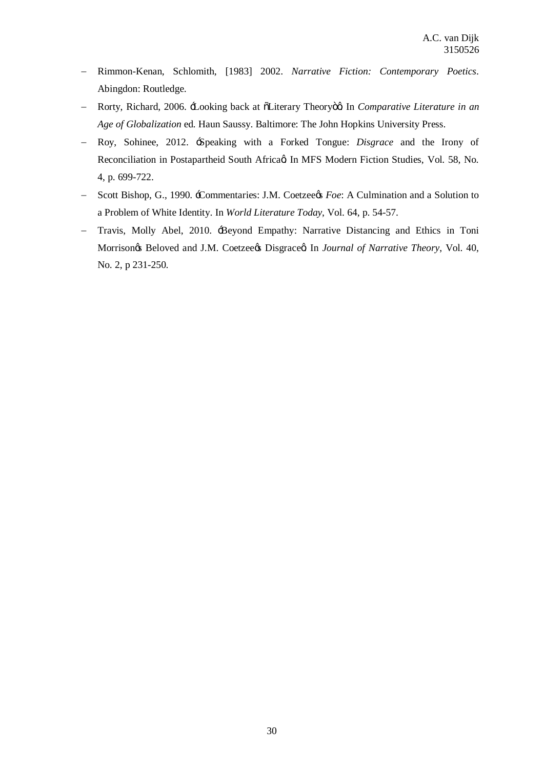- Rimmon-Kenan, Schlomith, [1983] 2002. *Narrative Fiction: Contemporary Poetics*. Abingdon: Routledge.
- Rorty, Richard, 2006. ‘Looking back at “Literary Theory”’. In *Comparative Literature in an Age of Globalization* ed. Haun Saussy. Baltimore: The John Hopkins University Press.
- Roy, Sohinee, 2012. ‘Speaking with a Forked Tongue: *Disgrace* and the Irony of Reconciliation in Postapartheid South Africa’. In MFS Modern Fiction Studies, Vol. 58, No. 4, p. 699-722.
- Scott Bishop, G., 1990. ‘Commentaries: J.M. Coetzee’s *Foe*: A Culmination and a Solution to a Problem of White Identity. In *World Literature Today*, Vol. 64, p. 54-57.
- Travis, Molly Abel, 2010. ‘Beyond Empathy: Narrative Distancing and Ethics in Toni Morrison’s Beloved and J.M. Coetzee’s Disgrace’. In *Journal of Narrative Theory*, Vol. 40, No. 2, p 231-250.